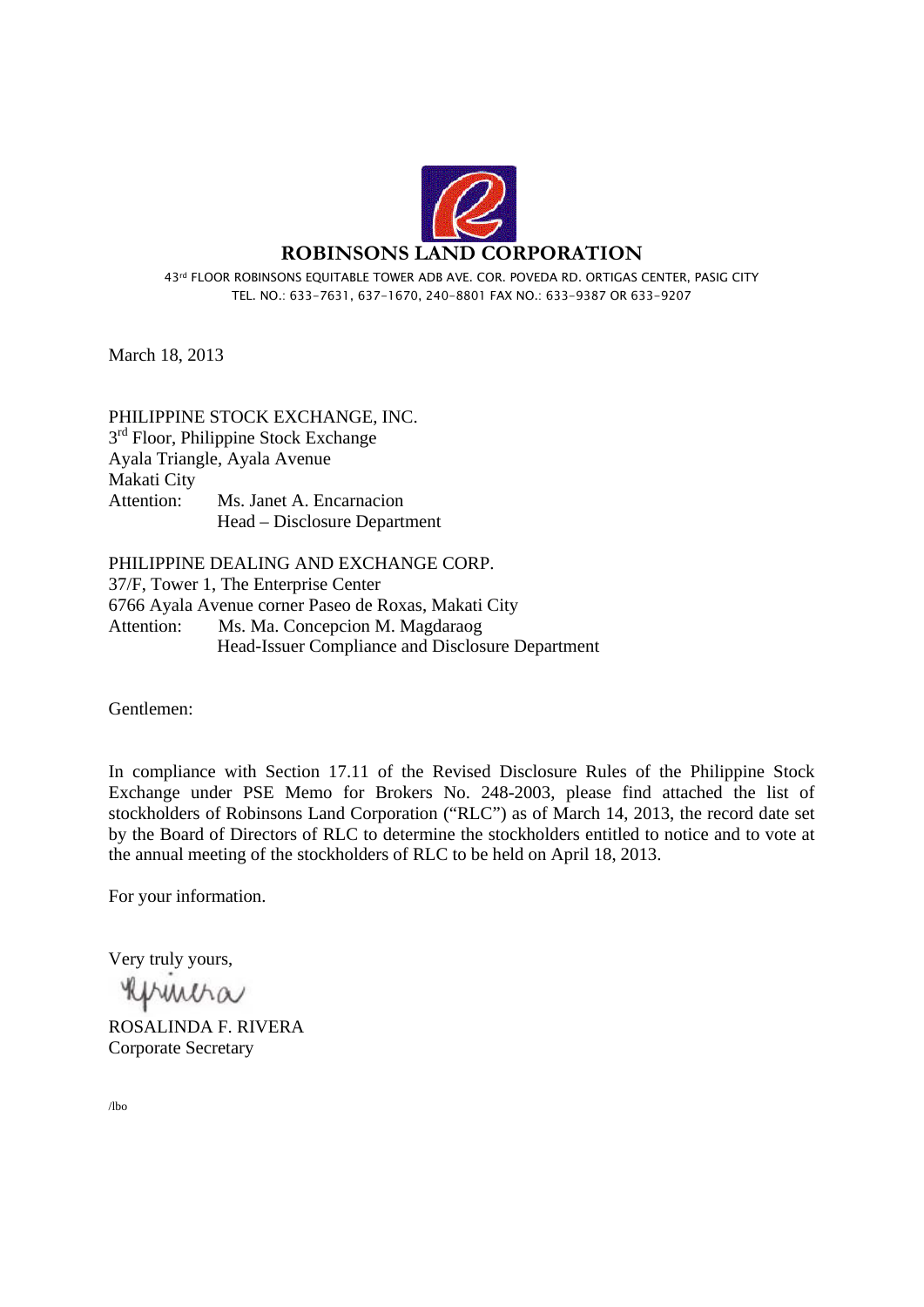# ROBINSONS LAND CORPORATION

43rd FLOOR ROBINSONS EQUITABLE TOWER ADB AVE. COR. POVEDA RD. ORTIGAS CENTER, PASIG CITY
TEL. NO.: 633-7631, 637-1670, 240-8801 FAX NO.: 633-9387 OR 633-9207

March 18, 2013

PHILIPPINE STOCK EXCHANGE, INC.
3rd Floor, Philippine Stock Exchange
Ayala Triangle, Ayala Avenue
Makati City
Attention: Ms. Janet A. Encarnacion
Head – Disclosure Department

PHILIPPINE DEALING AND EXCHANGE CORP.
37/F, Tower 1, The Enterprise Center
6766 Ayala Avenue corner Paseo de Roxas, Makati City
Attention: Ms. Ma. Concepcion M. Magdaraog
Head-Issuer Compliance and Disclosure Department

Gentlemen:

In compliance with Section 17.11 of the Revised Disclosure Rules of the Philippine Stock Exchange under PSE Memo for Brokers No. 248-2003, please find attached the list of stockholders of Robinsons Land Corporation ("RLC") as of March 14, 2013, the record date set by the Board of Directors of RLC to determine the stockholders entitled to notice and to vote at the annual meeting of the stockholders of RLC to be held on April 18, 2013.

For your information.

Very truly yours,

ROSALINDA F. RIVERA
Corporate Secretary

/lbo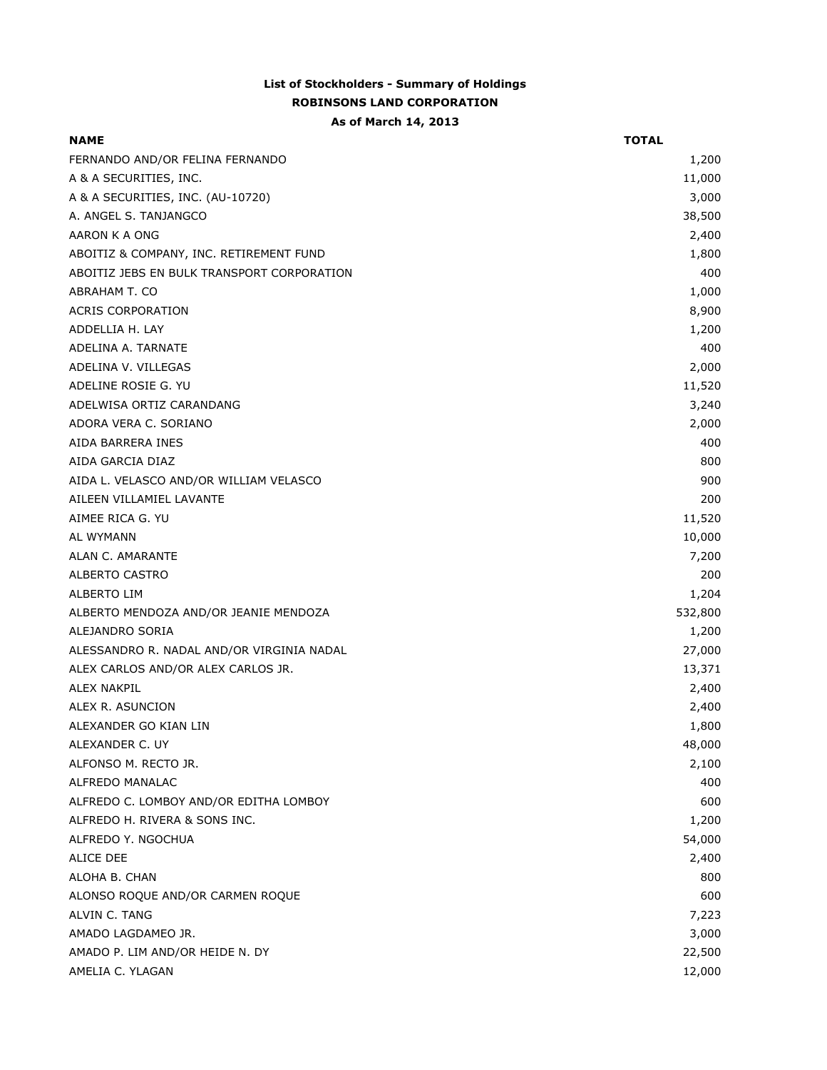**List of Stockholders - Summary of Holdings**

**ROBINSONS LAND CORPORATION**

**As of March 14, 2013**

| NAME | TOTAL |
|---|---:|
| FERNANDO AND/OR FELINA FERNANDO | 1,200 |
| A & A SECURITIES, INC. | 11,000 |
| A & A SECURITIES, INC. (AU-10720) | 3,000 |
| A. ANGEL S. TANJANGCO | 38,500 |
| AARON K A ONG | 2,400 |
| ABOITIZ & COMPANY, INC. RETIREMENT FUND | 1,800 |
| ABOITIZ JEBS EN BULK TRANSPORT CORPORATION | 400 |
| ABRAHAM T. CO | 1,000 |
| ACRIS CORPORATION | 8,900 |
| ADDELLIA H. LAY | 1,200 |
| ADELINA A. TARNATE | 400 |
| ADELINA V. VILLEGAS | 2,000 |
| ADELINE ROSIE G. YU | 11,520 |
| ADELWISA ORTIZ CARANDANG | 3,240 |
| ADORA VERA C. SORIANO | 2,000 |
| AIDA BARRERA INES | 400 |
| AIDA GARCIA DIAZ | 800 |
| AIDA L. VELASCO AND/OR WILLIAM VELASCO | 900 |
| AILEEN VILLAMIEL LAVANTE | 200 |
| AIMEE RICA G. YU | 11,520 |
| AL WYMANN | 10,000 |
| ALAN C. AMARANTE | 7,200 |
| ALBERTO CASTRO | 200 |
| ALBERTO LIM | 1,204 |
| ALBERTO MENDOZA AND/OR JEANIE MENDOZA | 532,800 |
| ALEJANDRO SORIA | 1,200 |
| ALESSANDRO R. NADAL AND/OR VIRGINIA NADAL | 27,000 |
| ALEX CARLOS AND/OR ALEX CARLOS JR. | 13,371 |
| ALEX NAKPIL | 2,400 |
| ALEX R. ASUNCION | 2,400 |
| ALEXANDER GO KIAN LIN | 1,800 |
| ALEXANDER C. UY | 48,000 |
| ALFONSO M. RECTO JR. | 2,100 |
| ALFREDO MANALAC | 400 |
| ALFREDO C. LOMBOY AND/OR EDITHA LOMBOY | 600 |
| ALFREDO H. RIVERA & SONS INC. | 1,200 |
| ALFREDO Y. NGOCHUA | 54,000 |
| ALICE DEE | 2,400 |
| ALOHA B. CHAN | 800 |
| ALONSO ROQUE AND/OR CARMEN ROQUE | 600 |
| ALVIN C. TANG | 7,223 |
| AMADO LAGDAMEO JR. | 3,000 |
| AMADO P. LIM AND/OR HEIDE N. DY | 22,500 |
| AMELIA C. YLAGAN | 12,000 |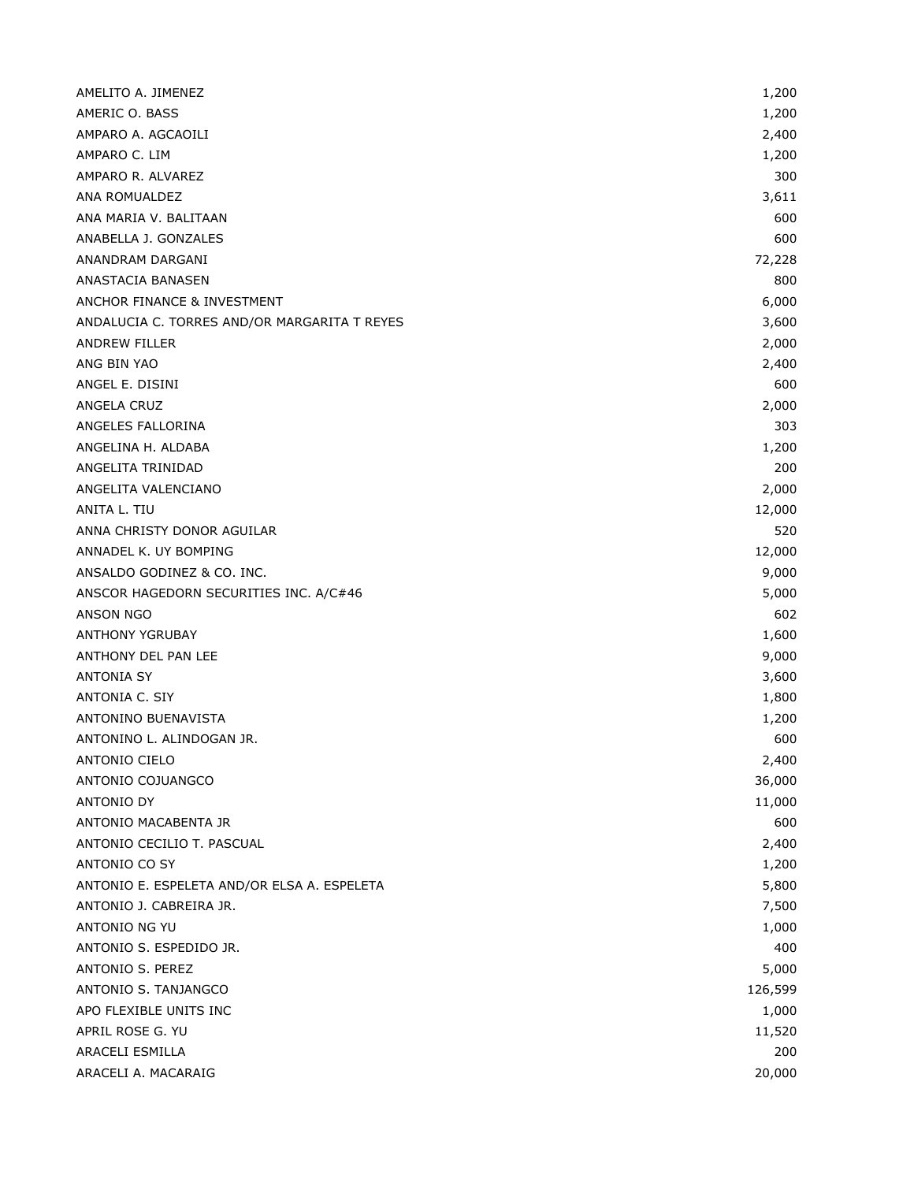| | |
|---|---:|
| AMELITO A. JIMENEZ | 1,200 |
| AMERIC O. BASS | 1,200 |
| AMPARO A. AGCAOILI | 2,400 |
| AMPARO C. LIM | 1,200 |
| AMPARO R. ALVAREZ | 300 |
| ANA ROMUALDEZ | 3,611 |
| ANA MARIA V. BALITAAN | 600 |
| ANABELLA J. GONZALES | 600 |
| ANANDRAM DARGANI | 72,228 |
| ANASTACIA BANASEN | 800 |
| ANCHOR FINANCE & INVESTMENT | 6,000 |
| ANDALUCIA C. TORRES AND/OR MARGARITA T REYES | 3,600 |
| ANDREW FILLER | 2,000 |
| ANG BIN YAO | 2,400 |
| ANGEL E. DISINI | 600 |
| ANGELA CRUZ | 2,000 |
| ANGELES FALLORINA | 303 |
| ANGELINA H. ALDABA | 1,200 |
| ANGELITA TRINIDAD | 200 |
| ANGELITA VALENCIANO | 2,000 |
| ANITA L. TIU | 12,000 |
| ANNA CHRISTY DONOR AGUILAR | 520 |
| ANNADEL K. UY BOMPING | 12,000 |
| ANSALDO GODINEZ & CO. INC. | 9,000 |
| ANSCOR HAGEDORN SECURITIES INC. A/C#46 | 5,000 |
| ANSON NGO | 602 |
| ANTHONY YGRUBAY | 1,600 |
| ANTHONY DEL PAN LEE | 9,000 |
| ANTONIA SY | 3,600 |
| ANTONIA C. SIY | 1,800 |
| ANTONINO BUENAVISTA | 1,200 |
| ANTONINO L. ALINDOGAN JR. | 600 |
| ANTONIO CIELO | 2,400 |
| ANTONIO COJUANGCO | 36,000 |
| ANTONIO DY | 11,000 |
| ANTONIO MACABENTA JR | 600 |
| ANTONIO CECILIO T. PASCUAL | 2,400 |
| ANTONIO CO SY | 1,200 |
| ANTONIO E. ESPELETA AND/OR ELSA A. ESPELETA | 5,800 |
| ANTONIO J. CABREIRA JR. | 7,500 |
| ANTONIO NG YU | 1,000 |
| ANTONIO S. ESPEDIDO JR. | 400 |
| ANTONIO S. PEREZ | 5,000 |
| ANTONIO S. TANJANGCO | 126,599 |
| APO FLEXIBLE UNITS INC | 1,000 |
| APRIL ROSE G. YU | 11,520 |
| ARACELI ESMILLA | 200 |
| ARACELI A. MACARAIG | 20,000 |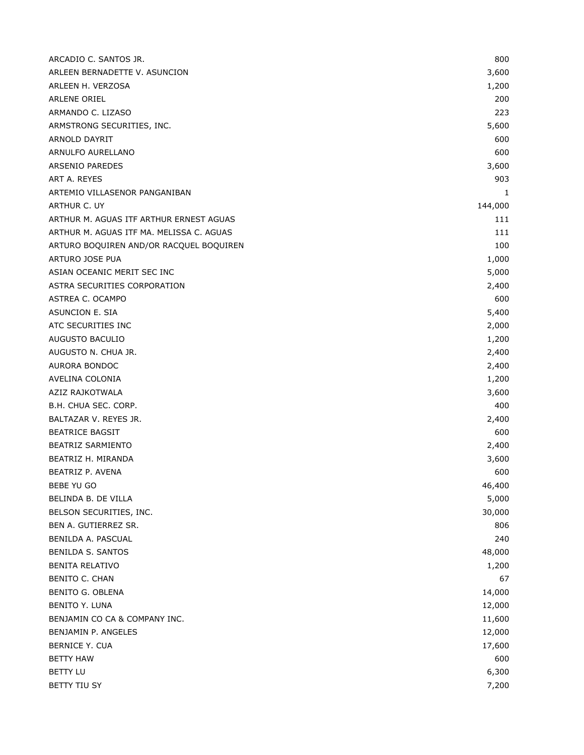| | |
|---|---:|
| ARCADIO C. SANTOS JR. | 800 |
| ARLEEN BERNADETTE V. ASUNCION | 3,600 |
| ARLEEN H. VERZOSA | 1,200 |
| ARLENE ORIEL | 200 |
| ARMANDO C. LIZASO | 223 |
| ARMSTRONG SECURITIES, INC. | 5,600 |
| ARNOLD DAYRIT | 600 |
| ARNULFO AURELLANO | 600 |
| ARSENIO PAREDES | 3,600 |
| ART A. REYES | 903 |
| ARTEMIO VILLASENOR PANGANIBAN | 1 |
| ARTHUR C. UY | 144,000 |
| ARTHUR M. AGUAS ITF ARTHUR ERNEST AGUAS | 111 |
| ARTHUR M. AGUAS ITF MA. MELISSA C. AGUAS | 111 |
| ARTURO BOQUIREN AND/OR RACQUEL BOQUIREN | 100 |
| ARTURO JOSE PUA | 1,000 |
| ASIAN OCEANIC MERIT SEC INC | 5,000 |
| ASTRA SECURITIES CORPORATION | 2,400 |
| ASTREA C. OCAMPO | 600 |
| ASUNCION E. SIA | 5,400 |
| ATC SECURITIES INC | 2,000 |
| AUGUSTO BACULIO | 1,200 |
| AUGUSTO N. CHUA JR. | 2,400 |
| AURORA BONDOC | 2,400 |
| AVELINA COLONIA | 1,200 |
| AZIZ RAJKOTWALA | 3,600 |
| B.H. CHUA SEC. CORP. | 400 |
| BALTAZAR V. REYES JR. | 2,400 |
| BEATRICE BAGSIT | 600 |
| BEATRIZ SARMIENTO | 2,400 |
| BEATRIZ H. MIRANDA | 3,600 |
| BEATRIZ P. AVENA | 600 |
| BEBE YU GO | 46,400 |
| BELINDA B. DE VILLA | 5,000 |
| BELSON SECURITIES, INC. | 30,000 |
| BEN A. GUTIERREZ SR. | 806 |
| BENILDA A. PASCUAL | 240 |
| BENILDA S. SANTOS | 48,000 |
| BENITA RELATIVO | 1,200 |
| BENITO C. CHAN | 67 |
| BENITO G. OBLENA | 14,000 |
| BENITO Y. LUNA | 12,000 |
| BENJAMIN CO CA & COMPANY INC. | 11,600 |
| BENJAMIN P. ANGELES | 12,000 |
| BERNICE Y. CUA | 17,600 |
| BETTY HAW | 600 |
| BETTY LU | 6,300 |
| BETTY TIU SY | 7,200 |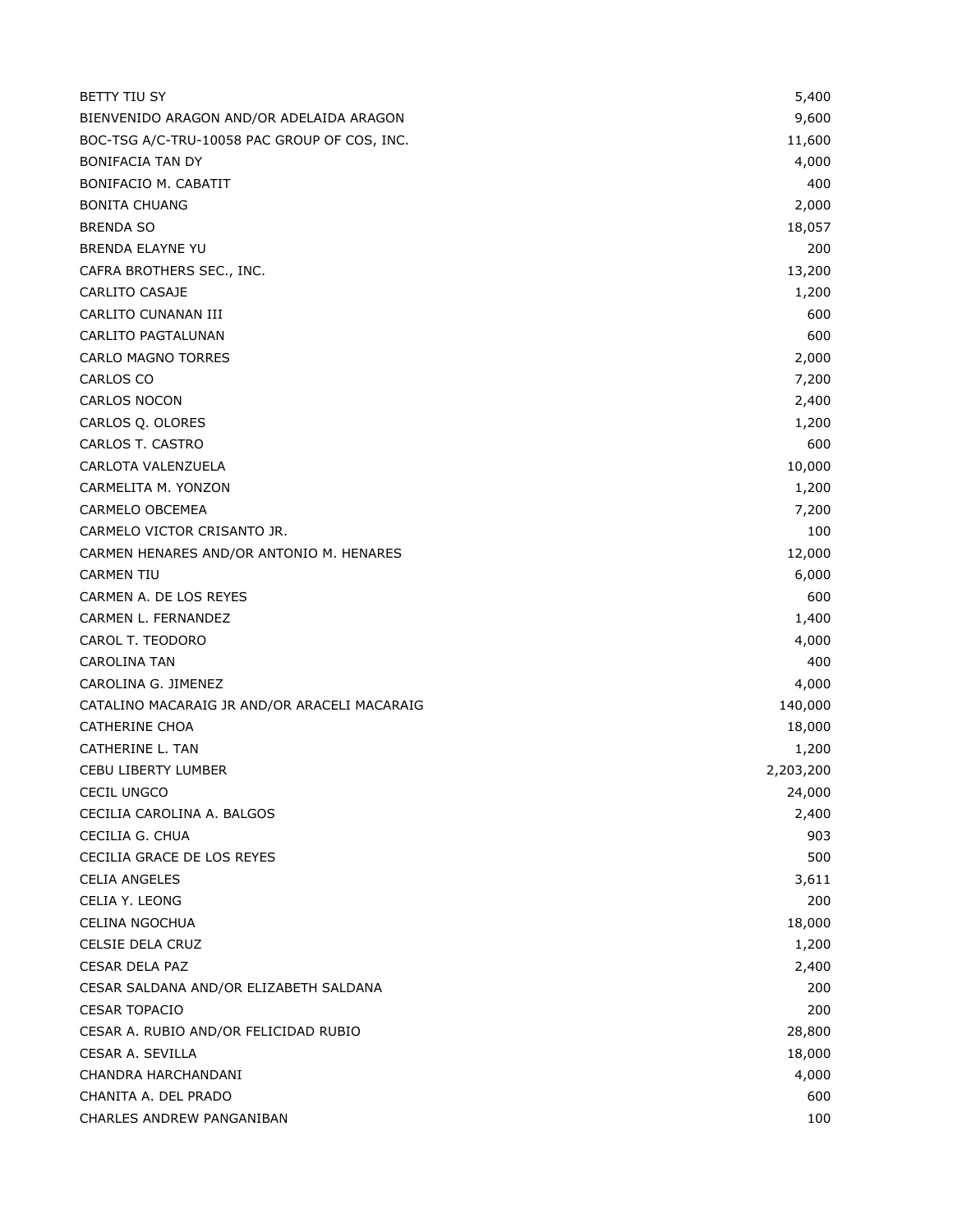| | |
|---|---:|
| BETTY TIU SY | 5,400 |
| BIENVENIDO ARAGON AND/OR ADELAIDA ARAGON | 9,600 |
| BOC-TSG A/C-TRU-10058 PAC GROUP OF COS, INC. | 11,600 |
| BONIFACIA TAN DY | 4,000 |
| BONIFACIO M. CABATIT | 400 |
| BONITA CHUANG | 2,000 |
| BRENDA SO | 18,057 |
| BRENDA ELAYNE YU | 200 |
| CAFRA BROTHERS SEC., INC. | 13,200 |
| CARLITO CASAJE | 1,200 |
| CARLITO CUNANAN III | 600 |
| CARLITO PAGTALUNAN | 600 |
| CARLO MAGNO TORRES | 2,000 |
| CARLOS CO | 7,200 |
| CARLOS NOCON | 2,400 |
| CARLOS Q. OLORES | 1,200 |
| CARLOS T. CASTRO | 600 |
| CARLOTA VALENZUELA | 10,000 |
| CARMELITA M. YONZON | 1,200 |
| CARMELO OBCEMEA | 7,200 |
| CARMELO VICTOR CRISANTO JR. | 100 |
| CARMEN HENARES AND/OR ANTONIO M. HENARES | 12,000 |
| CARMEN TIU | 6,000 |
| CARMEN A. DE LOS REYES | 600 |
| CARMEN L. FERNANDEZ | 1,400 |
| CAROL T. TEODORO | 4,000 |
| CAROLINA TAN | 400 |
| CAROLINA G. JIMENEZ | 4,000 |
| CATALINO MACARAIG JR AND/OR ARACELI MACARAIG | 140,000 |
| CATHERINE CHOA | 18,000 |
| CATHERINE L. TAN | 1,200 |
| CEBU LIBERTY LUMBER | 2,203,200 |
| CECIL UNGCO | 24,000 |
| CECILIA CAROLINA A. BALGOS | 2,400 |
| CECILIA G. CHUA | 903 |
| CECILIA GRACE DE LOS REYES | 500 |
| CELIA ANGELES | 3,611 |
| CELIA Y. LEONG | 200 |
| CELINA NGOCHUA | 18,000 |
| CELSIE DELA CRUZ | 1,200 |
| CESAR DELA PAZ | 2,400 |
| CESAR SALDANA AND/OR ELIZABETH SALDANA | 200 |
| CESAR TOPACIO | 200 |
| CESAR A. RUBIO AND/OR FELICIDAD RUBIO | 28,800 |
| CESAR A. SEVILLA | 18,000 |
| CHANDRA HARCHANDANI | 4,000 |
| CHANITA A. DEL PRADO | 600 |
| CHARLES ANDREW PANGANIBAN | 100 |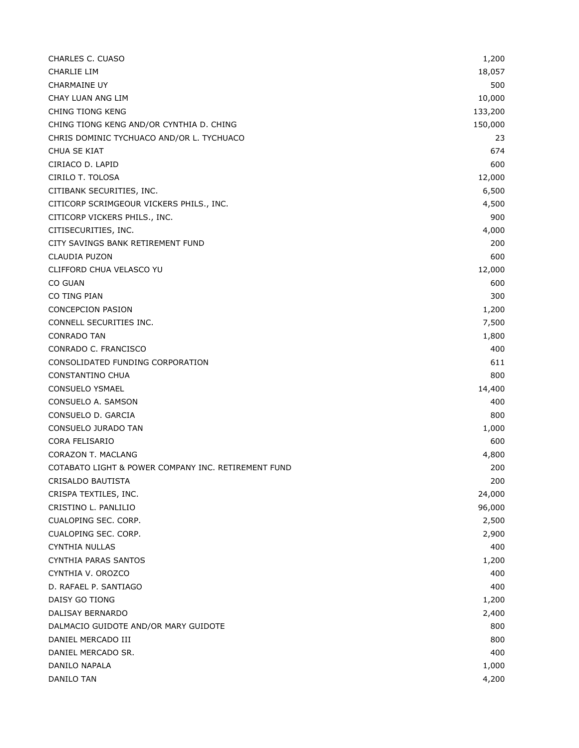| | |
|---|---|
| CHARLES C. CUASO | 1,200 |
| CHARLIE LIM | 18,057 |
| CHARMAINE UY | 500 |
| CHAY LUAN ANG LIM | 10,000 |
| CHING TIONG KENG | 133,200 |
| CHING TIONG KENG AND/OR CYNTHIA D. CHING | 150,000 |
| CHRIS DOMINIC TYCHUACO AND/OR L. TYCHUACO | 23 |
| CHUA SE KIAT | 674 |
| CIRIACO D. LAPID | 600 |
| CIRILO T. TOLOSA | 12,000 |
| CITIBANK SECURITIES, INC. | 6,500 |
| CITICORP SCRIMGEOUR VICKERS PHILS., INC. | 4,500 |
| CITICORP VICKERS PHILS., INC. | 900 |
| CITISECURITIES, INC. | 4,000 |
| CITY SAVINGS BANK RETIREMENT FUND | 200 |
| CLAUDIA PUZON | 600 |
| CLIFFORD CHUA VELASCO YU | 12,000 |
| CO GUAN | 600 |
| CO TING PIAN | 300 |
| CONCEPCION PASION | 1,200 |
| CONNELL SECURITIES INC. | 7,500 |
| CONRADO TAN | 1,800 |
| CONRADO C. FRANCISCO | 400 |
| CONSOLIDATED FUNDING CORPORATION | 611 |
| CONSTANTINO CHUA | 800 |
| CONSUELO YSMAEL | 14,400 |
| CONSUELO A. SAMSON | 400 |
| CONSUELO D. GARCIA | 800 |
| CONSUELO JURADO TAN | 1,000 |
| CORA FELISARIO | 600 |
| CORAZON T. MACLANG | 4,800 |
| COTABATO LIGHT & POWER COMPANY INC. RETIREMENT FUND | 200 |
| CRISALDO BAUTISTA | 200 |
| CRISPA TEXTILES, INC. | 24,000 |
| CRISTINO L. PANLILIO | 96,000 |
| CUALOPING SEC. CORP. | 2,500 |
| CUALOPING SEC. CORP. | 2,900 |
| CYNTHIA NULLAS | 400 |
| CYNTHIA PARAS SANTOS | 1,200 |
| CYNTHIA V. OROZCO | 400 |
| D. RAFAEL P. SANTIAGO | 400 |
| DAISY GO TIONG | 1,200 |
| DALISAY BERNARDO | 2,400 |
| DALMACIO GUIDOTE AND/OR MARY GUIDOTE | 800 |
| DANIEL MERCADO III | 800 |
| DANIEL MERCADO SR. | 400 |
| DANILO NAPALA | 1,000 |
| DANILO TAN | 4,200 |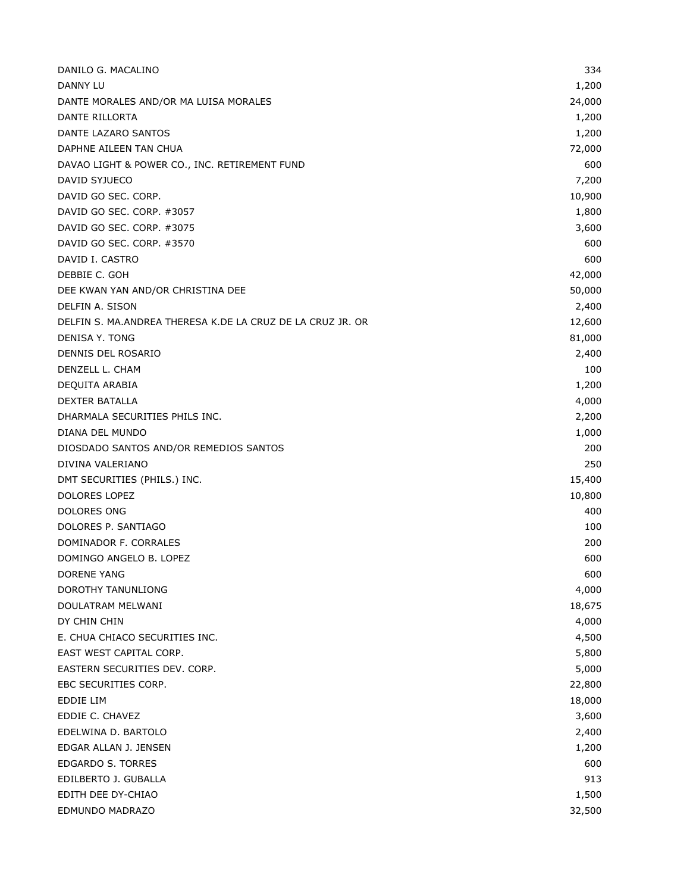| | |
|---|---|
| DANILO G. MACALINO | 334 |
| DANNY LU | 1,200 |
| DANTE MORALES AND/OR MA LUISA MORALES | 24,000 |
| DANTE RILLORTA | 1,200 |
| DANTE LAZARO SANTOS | 1,200 |
| DAPHNE AILEEN TAN CHUA | 72,000 |
| DAVAO LIGHT & POWER CO., INC. RETIREMENT FUND | 600 |
| DAVID SYJUECO | 7,200 |
| DAVID GO SEC. CORP. | 10,900 |
| DAVID GO SEC. CORP. #3057 | 1,800 |
| DAVID GO SEC. CORP. #3075 | 3,600 |
| DAVID GO SEC. CORP. #3570 | 600 |
| DAVID I. CASTRO | 600 |
| DEBBIE C. GOH | 42,000 |
| DEE KWAN YAN AND/OR CHRISTINA DEE | 50,000 |
| DELFIN A. SISON | 2,400 |
| DELFIN S. MA.ANDREA THERESA K.DE LA CRUZ DE LA CRUZ JR. OR | 12,600 |
| DENISA Y. TONG | 81,000 |
| DENNIS DEL ROSARIO | 2,400 |
| DENZELL L. CHAM | 100 |
| DEQUITA ARABIA | 1,200 |
| DEXTER BATALLA | 4,000 |
| DHARMALA SECURITIES PHILS INC. | 2,200 |
| DIANA DEL MUNDO | 1,000 |
| DIOSDADO SANTOS AND/OR REMEDIOS SANTOS | 200 |
| DIVINA VALERIANO | 250 |
| DMT SECURITIES (PHILS.) INC. | 15,400 |
| DOLORES LOPEZ | 10,800 |
| DOLORES ONG | 400 |
| DOLORES P. SANTIAGO | 100 |
| DOMINADOR F. CORRALES | 200 |
| DOMINGO ANGELO B. LOPEZ | 600 |
| DORENE YANG | 600 |
| DOROTHY TANUNLIONG | 4,000 |
| DOULATRAM MELWANI | 18,675 |
| DY CHIN CHIN | 4,000 |
| E. CHUA CHIACO SECURITIES INC. | 4,500 |
| EAST WEST CAPITAL CORP. | 5,800 |
| EASTERN SECURITIES DEV. CORP. | 5,000 |
| EBC SECURITIES CORP. | 22,800 |
| EDDIE LIM | 18,000 |
| EDDIE C. CHAVEZ | 3,600 |
| EDELWINA D. BARTOLO | 2,400 |
| EDGAR ALLAN J. JENSEN | 1,200 |
| EDGARDO S. TORRES | 600 |
| EDILBERTO J. GUBALLA | 913 |
| EDITH DEE DY-CHIAO | 1,500 |
| EDMUNDO MADRAZO | 32,500 |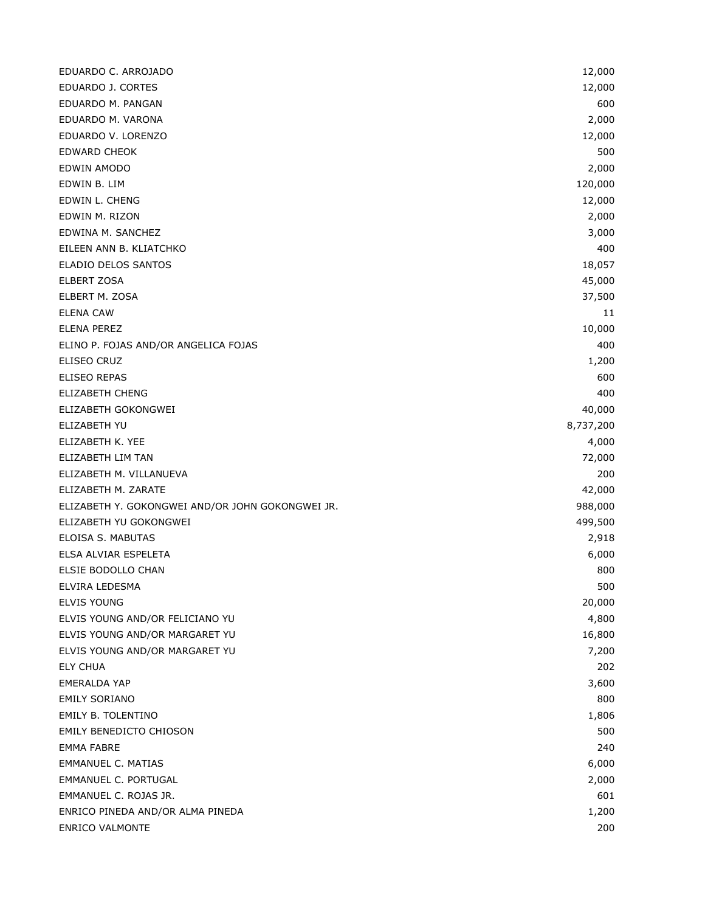| | |
|---|---|
| EDUARDO C. ARROJADO | 12,000 |
| EDUARDO J. CORTES | 12,000 |
| EDUARDO M. PANGAN | 600 |
| EDUARDO M. VARONA | 2,000 |
| EDUARDO V. LORENZO | 12,000 |
| EDWARD CHEOK | 500 |
| EDWIN AMODO | 2,000 |
| EDWIN B. LIM | 120,000 |
| EDWIN L. CHENG | 12,000 |
| EDWIN M. RIZON | 2,000 |
| EDWINA M. SANCHEZ | 3,000 |
| EILEEN ANN B. KLIATCHKO | 400 |
| ELADIO DELOS SANTOS | 18,057 |
| ELBERT ZOSA | 45,000 |
| ELBERT M. ZOSA | 37,500 |
| ELENA CAW | 11 |
| ELENA PEREZ | 10,000 |
| ELINO P. FOJAS AND/OR ANGELICA FOJAS | 400 |
| ELISEO CRUZ | 1,200 |
| ELISEO REPAS | 600 |
| ELIZABETH CHENG | 400 |
| ELIZABETH GOKONGWEI | 40,000 |
| ELIZABETH YU | 8,737,200 |
| ELIZABETH K. YEE | 4,000 |
| ELIZABETH LIM TAN | 72,000 |
| ELIZABETH M. VILLANUEVA | 200 |
| ELIZABETH M. ZARATE | 42,000 |
| ELIZABETH Y. GOKONGWEI AND/OR JOHN GOKONGWEI JR. | 988,000 |
| ELIZABETH YU GOKONGWEI | 499,500 |
| ELOISA S. MABUTAS | 2,918 |
| ELSA ALVIAR ESPELETA | 6,000 |
| ELSIE BODOLLO CHAN | 800 |
| ELVIRA LEDESMA | 500 |
| ELVIS YOUNG | 20,000 |
| ELVIS YOUNG AND/OR FELICIANO YU | 4,800 |
| ELVIS YOUNG AND/OR MARGARET YU | 16,800 |
| ELVIS YOUNG AND/OR MARGARET YU | 7,200 |
| ELY CHUA | 202 |
| EMERALDA YAP | 3,600 |
| EMILY SORIANO | 800 |
| EMILY B. TOLENTINO | 1,806 |
| EMILY BENEDICTO CHIOSON | 500 |
| EMMA FABRE | 240 |
| EMMANUEL C. MATIAS | 6,000 |
| EMMANUEL C. PORTUGAL | 2,000 |
| EMMANUEL C. ROJAS JR. | 601 |
| ENRICO PINEDA AND/OR ALMA PINEDA | 1,200 |
| ENRICO VALMONTE | 200 |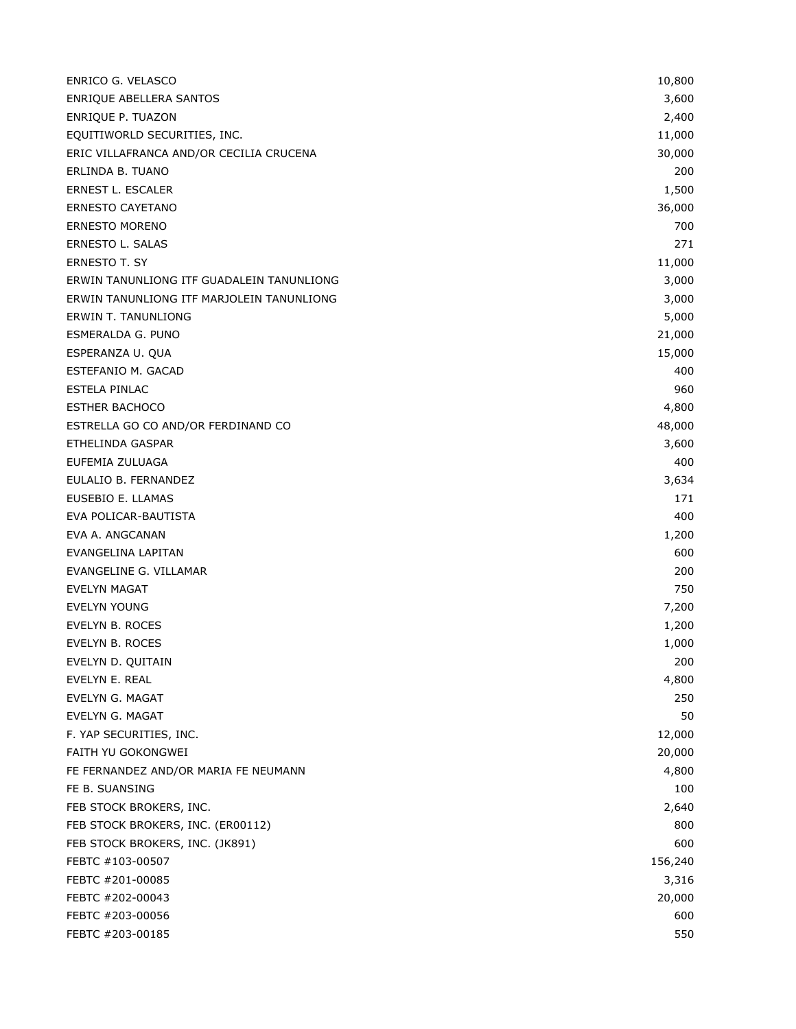| | |
|---|---|
| ENRICO G. VELASCO | 10,800 |
| ENRIQUE ABELLERA SANTOS | 3,600 |
| ENRIQUE P. TUAZON | 2,400 |
| EQUITIWORLD SECURITIES, INC. | 11,000 |
| ERIC VILLAFRANCA AND/OR CECILIA CRUCENA | 30,000 |
| ERLINDA B. TUANO | 200 |
| ERNEST L. ESCALER | 1,500 |
| ERNESTO CAYETANO | 36,000 |
| ERNESTO MORENO | 700 |
| ERNESTO L. SALAS | 271 |
| ERNESTO T. SY | 11,000 |
| ERWIN TANUNLIONG ITF GUADALEIN TANUNLIONG | 3,000 |
| ERWIN TANUNLIONG ITF MARJOLEIN TANUNLIONG | 3,000 |
| ERWIN T. TANUNLIONG | 5,000 |
| ESMERALDA G. PUNO | 21,000 |
| ESPERANZA U. QUA | 15,000 |
| ESTEFANIO M. GACAD | 400 |
| ESTELA PINLAC | 960 |
| ESTHER BACHOCO | 4,800 |
| ESTRELLA GO CO AND/OR FERDINAND CO | 48,000 |
| ETHELINDA GASPAR | 3,600 |
| EUFEMIA ZULUAGA | 400 |
| EULALIO B. FERNANDEZ | 3,634 |
| EUSEBIO E. LLAMAS | 171 |
| EVA POLICAR-BAUTISTA | 400 |
| EVA A. ANGCANAN | 1,200 |
| EVANGELINA LAPITAN | 600 |
| EVANGELINE G. VILLAMAR | 200 |
| EVELYN MAGAT | 750 |
| EVELYN YOUNG | 7,200 |
| EVELYN B. ROCES | 1,200 |
| EVELYN B. ROCES | 1,000 |
| EVELYN D. QUITAIN | 200 |
| EVELYN E. REAL | 4,800 |
| EVELYN G. MAGAT | 250 |
| EVELYN G. MAGAT | 50 |
| F. YAP SECURITIES, INC. | 12,000 |
| FAITH YU GOKONGWEI | 20,000 |
| FE FERNANDEZ AND/OR MARIA FE NEUMANN | 4,800 |
| FE B. SUANSING | 100 |
| FEB STOCK BROKERS, INC. | 2,640 |
| FEB STOCK BROKERS, INC. (ER00112) | 800 |
| FEB STOCK BROKERS, INC. (JK891) | 600 |
| FEBTC #103-00507 | 156,240 |
| FEBTC #201-00085 | 3,316 |
| FEBTC #202-00043 | 20,000 |
| FEBTC #203-00056 | 600 |
| FEBTC #203-00185 | 550 |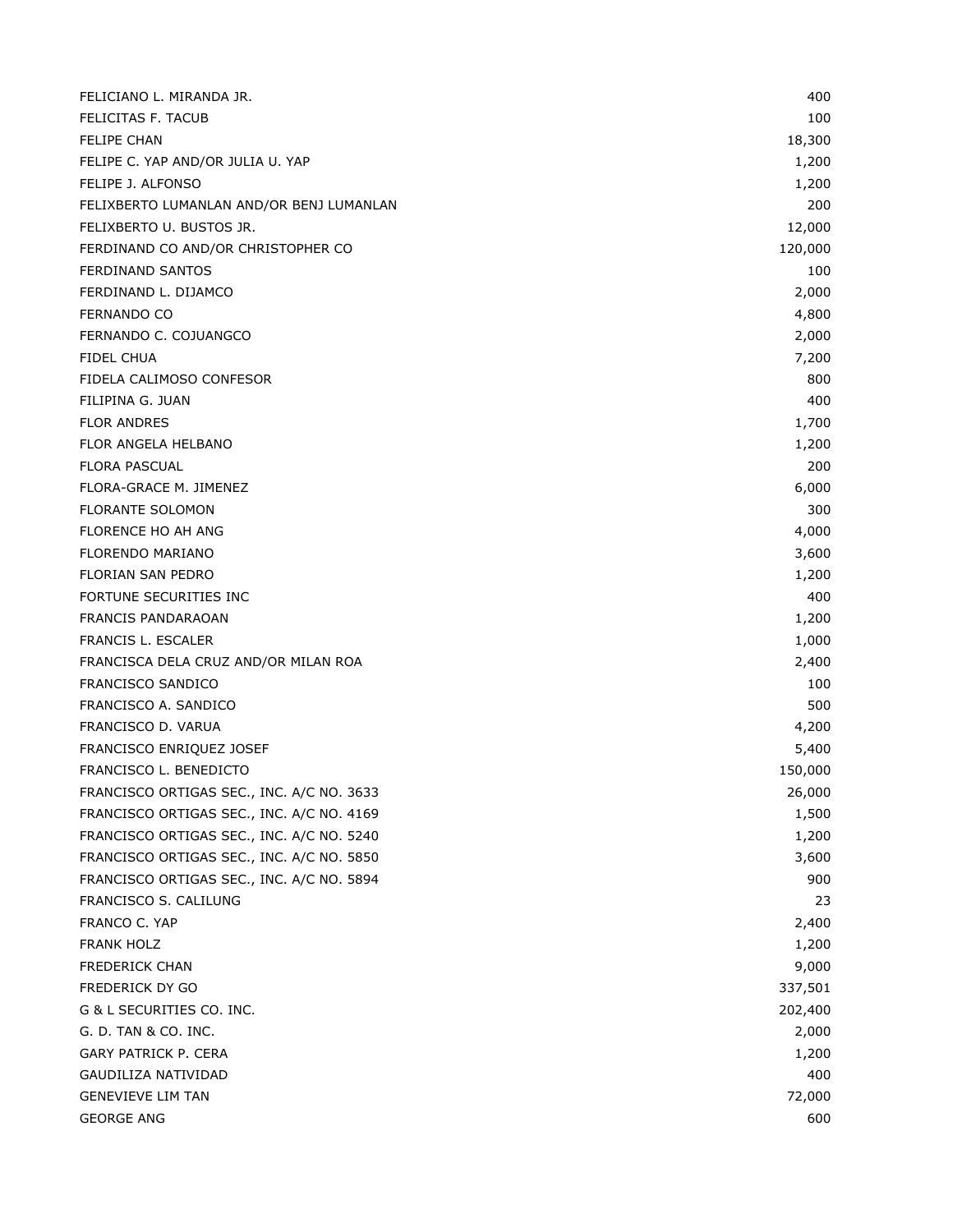| | |
|---|---|
| FELICIANO L. MIRANDA JR. | 400 |
| FELICITAS F. TACUB | 100 |
| FELIPE CHAN | 18,300 |
| FELIPE C. YAP AND/OR JULIA U. YAP | 1,200 |
| FELIPE J. ALFONSO | 1,200 |
| FELIXBERTO LUMANLAN AND/OR BENJ LUMANLAN | 200 |
| FELIXBERTO U. BUSTOS JR. | 12,000 |
| FERDINAND CO AND/OR CHRISTOPHER CO | 120,000 |
| FERDINAND SANTOS | 100 |
| FERDINAND L. DIJAMCO | 2,000 |
| FERNANDO CO | 4,800 |
| FERNANDO C. COJUANGCO | 2,000 |
| FIDEL CHUA | 7,200 |
| FIDELA CALIMOSO CONFESOR | 800 |
| FILIPINA G. JUAN | 400 |
| FLOR ANDRES | 1,700 |
| FLOR ANGELA HELBANO | 1,200 |
| FLORA PASCUAL | 200 |
| FLORA-GRACE M. JIMENEZ | 6,000 |
| FLORANTE SOLOMON | 300 |
| FLORENCE HO AH ANG | 4,000 |
| FLORENDO MARIANO | 3,600 |
| FLORIAN SAN PEDRO | 1,200 |
| FORTUNE SECURITIES INC | 400 |
| FRANCIS PANDARAOAN | 1,200 |
| FRANCIS L. ESCALER | 1,000 |
| FRANCISCA DELA CRUZ AND/OR MILAN ROA | 2,400 |
| FRANCISCO SANDICO | 100 |
| FRANCISCO A. SANDICO | 500 |
| FRANCISCO D. VARUA | 4,200 |
| FRANCISCO ENRIQUEZ JOSEF | 5,400 |
| FRANCISCO L. BENEDICTO | 150,000 |
| FRANCISCO ORTIGAS SEC., INC. A/C NO. 3633 | 26,000 |
| FRANCISCO ORTIGAS SEC., INC. A/C NO. 4169 | 1,500 |
| FRANCISCO ORTIGAS SEC., INC. A/C NO. 5240 | 1,200 |
| FRANCISCO ORTIGAS SEC., INC. A/C NO. 5850 | 3,600 |
| FRANCISCO ORTIGAS SEC., INC. A/C NO. 5894 | 900 |
| FRANCISCO S. CALILUNG | 23 |
| FRANCO C. YAP | 2,400 |
| FRANK HOLZ | 1,200 |
| FREDERICK CHAN | 9,000 |
| FREDERICK DY GO | 337,501 |
| G & L SECURITIES CO. INC. | 202,400 |
| G. D. TAN & CO. INC. | 2,000 |
| GARY PATRICK P. CERA | 1,200 |
| GAUDILIZA NATIVIDAD | 400 |
| GENEVIEVE LIM TAN | 72,000 |
| GEORGE ANG | 600 |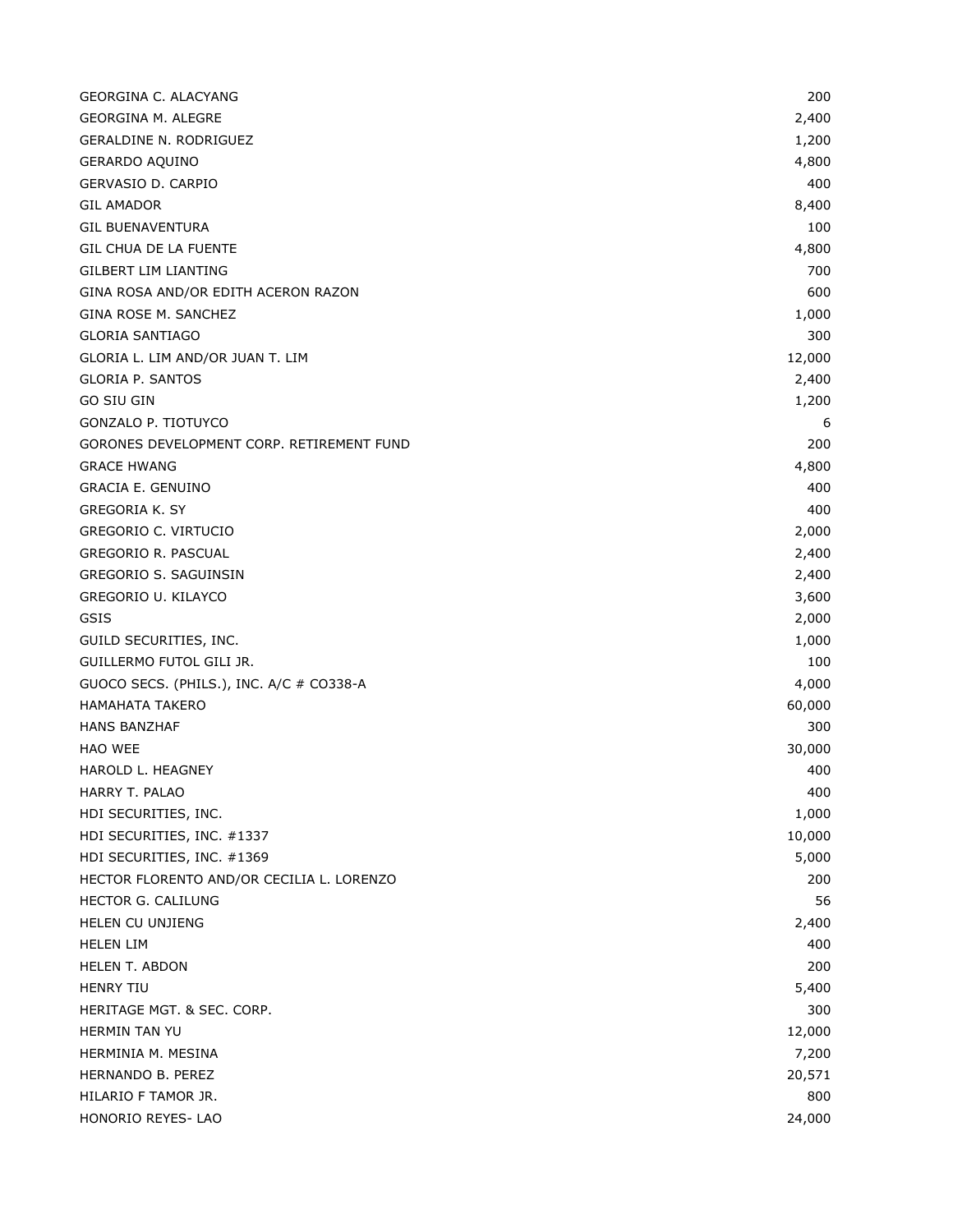| | |
|---|---|
| GEORGINA C. ALACYANG | 200 |
| GEORGINA M. ALEGRE | 2,400 |
| GERALDINE N. RODRIGUEZ | 1,200 |
| GERARDO AQUINO | 4,800 |
| GERVASIO D. CARPIO | 400 |
| GIL AMADOR | 8,400 |
| GIL BUENAVENTURA | 100 |
| GIL CHUA DE LA FUENTE | 4,800 |
| GILBERT LIM LIANTING | 700 |
| GINA ROSA AND/OR EDITH ACERON RAZON | 600 |
| GINA ROSE M. SANCHEZ | 1,000 |
| GLORIA SANTIAGO | 300 |
| GLORIA L. LIM AND/OR JUAN T. LIM | 12,000 |
| GLORIA P. SANTOS | 2,400 |
| GO SIU GIN | 1,200 |
| GONZALO P. TIOTUYCO | 6 |
| GORONES DEVELOPMENT CORP. RETIREMENT FUND | 200 |
| GRACE HWANG | 4,800 |
| GRACIA E. GENUINO | 400 |
| GREGORIA K. SY | 400 |
| GREGORIO C. VIRTUCIO | 2,000 |
| GREGORIO R. PASCUAL | 2,400 |
| GREGORIO S. SAGUINSIN | 2,400 |
| GREGORIO U. KILAYCO | 3,600 |
| GSIS | 2,000 |
| GUILD SECURITIES, INC. | 1,000 |
| GUILLERMO FUTOL GILI JR. | 100 |
| GUOCO SECS. (PHILS.), INC. A/C # CO338-A | 4,000 |
| HAMAHATA TAKERO | 60,000 |
| HANS BANZHAF | 300 |
| HAO WEE | 30,000 |
| HAROLD L. HEAGNEY | 400 |
| HARRY T. PALAO | 400 |
| HDI SECURITIES, INC. | 1,000 |
| HDI SECURITIES, INC. #1337 | 10,000 |
| HDI SECURITIES, INC. #1369 | 5,000 |
| HECTOR FLORENTO AND/OR CECILIA L. LORENZO | 200 |
| HECTOR G. CALILUNG | 56 |
| HELEN CU UNJIENG | 2,400 |
| HELEN LIM | 400 |
| HELEN T. ABDON | 200 |
| HENRY TIU | 5,400 |
| HERITAGE MGT. & SEC. CORP. | 300 |
| HERMIN TAN YU | 12,000 |
| HERMINIA M. MESINA | 7,200 |
| HERNANDO B. PEREZ | 20,571 |
| HILARIO F TAMOR JR. | 800 |
| HONORIO REYES- LAO | 24,000 |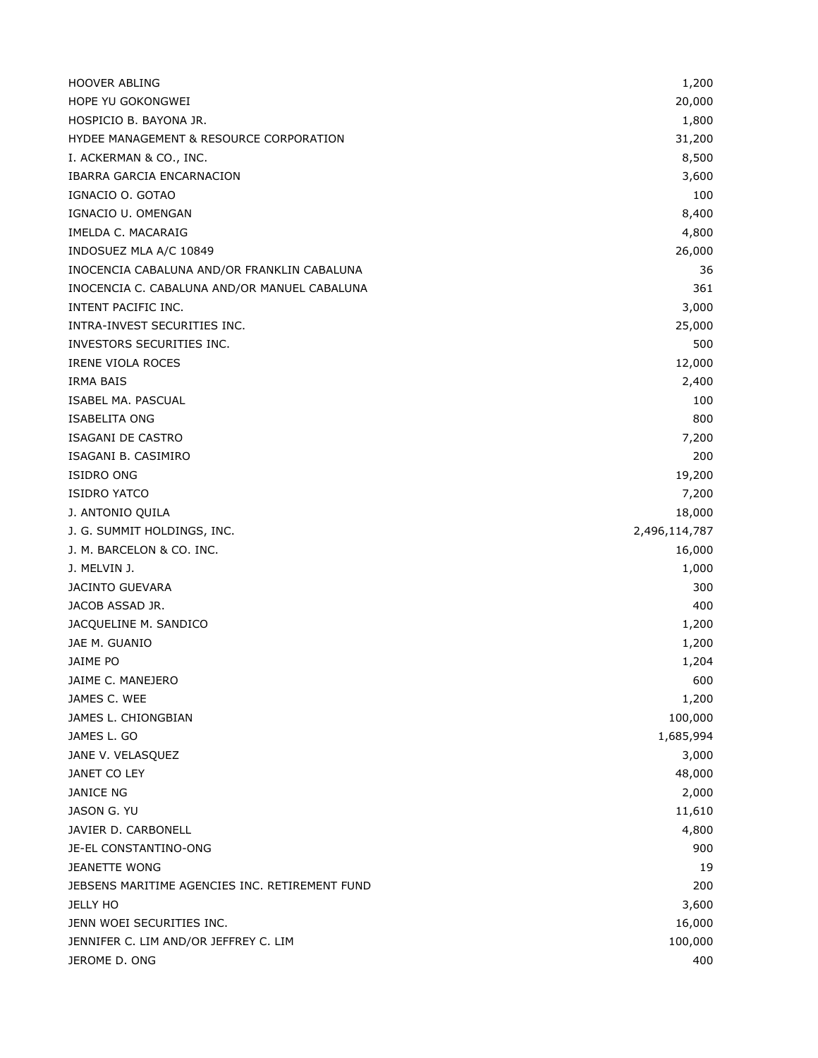| | |
|---|---|
| HOOVER ABLING | 1,200 |
| HOPE YU GOKONGWEI | 20,000 |
| HOSPICIO B. BAYONA JR. | 1,800 |
| HYDEE MANAGEMENT & RESOURCE CORPORATION | 31,200 |
| I. ACKERMAN & CO., INC. | 8,500 |
| IBARRA GARCIA ENCARNACION | 3,600 |
| IGNACIO O. GOTAO | 100 |
| IGNACIO U. OMENGAN | 8,400 |
| IMELDA C. MACARAIG | 4,800 |
| INDOSUEZ MLA A/C 10849 | 26,000 |
| INOCENCIA CABALUNA AND/OR FRANKLIN CABALUNA | 36 |
| INOCENCIA C. CABALUNA AND/OR MANUEL CABALUNA | 361 |
| INTENT PACIFIC INC. | 3,000 |
| INTRA-INVEST SECURITIES INC. | 25,000 |
| INVESTORS SECURITIES INC. | 500 |
| IRENE VIOLA ROCES | 12,000 |
| IRMA BAIS | 2,400 |
| ISABEL MA. PASCUAL | 100 |
| ISABELITA ONG | 800 |
| ISAGANI DE CASTRO | 7,200 |
| ISAGANI B. CASIMIRO | 200 |
| ISIDRO ONG | 19,200 |
| ISIDRO YATCO | 7,200 |
| J. ANTONIO QUILA | 18,000 |
| J. G. SUMMIT HOLDINGS, INC. | 2,496,114,787 |
| J. M. BARCELON & CO. INC. | 16,000 |
| J. MELVIN J. | 1,000 |
| JACINTO GUEVARA | 300 |
| JACOB ASSAD JR. | 400 |
| JACQUELINE M. SANDICO | 1,200 |
| JAE M. GUANIO | 1,200 |
| JAIME PO | 1,204 |
| JAIME C. MANEJERO | 600 |
| JAMES C. WEE | 1,200 |
| JAMES L. CHIONGBIAN | 100,000 |
| JAMES L. GO | 1,685,994 |
| JANE V. VELASQUEZ | 3,000 |
| JANET CO LEY | 48,000 |
| JANICE NG | 2,000 |
| JASON G. YU | 11,610 |
| JAVIER D. CARBONELL | 4,800 |
| JE-EL CONSTANTINO-ONG | 900 |
| JEANETTE WONG | 19 |
| JEBSENS MARITIME AGENCIES INC. RETIREMENT FUND | 200 |
| JELLY HO | 3,600 |
| JENN WOEI SECURITIES INC. | 16,000 |
| JENNIFER C. LIM AND/OR JEFFREY C. LIM | 100,000 |
| JEROME D. ONG | 400 |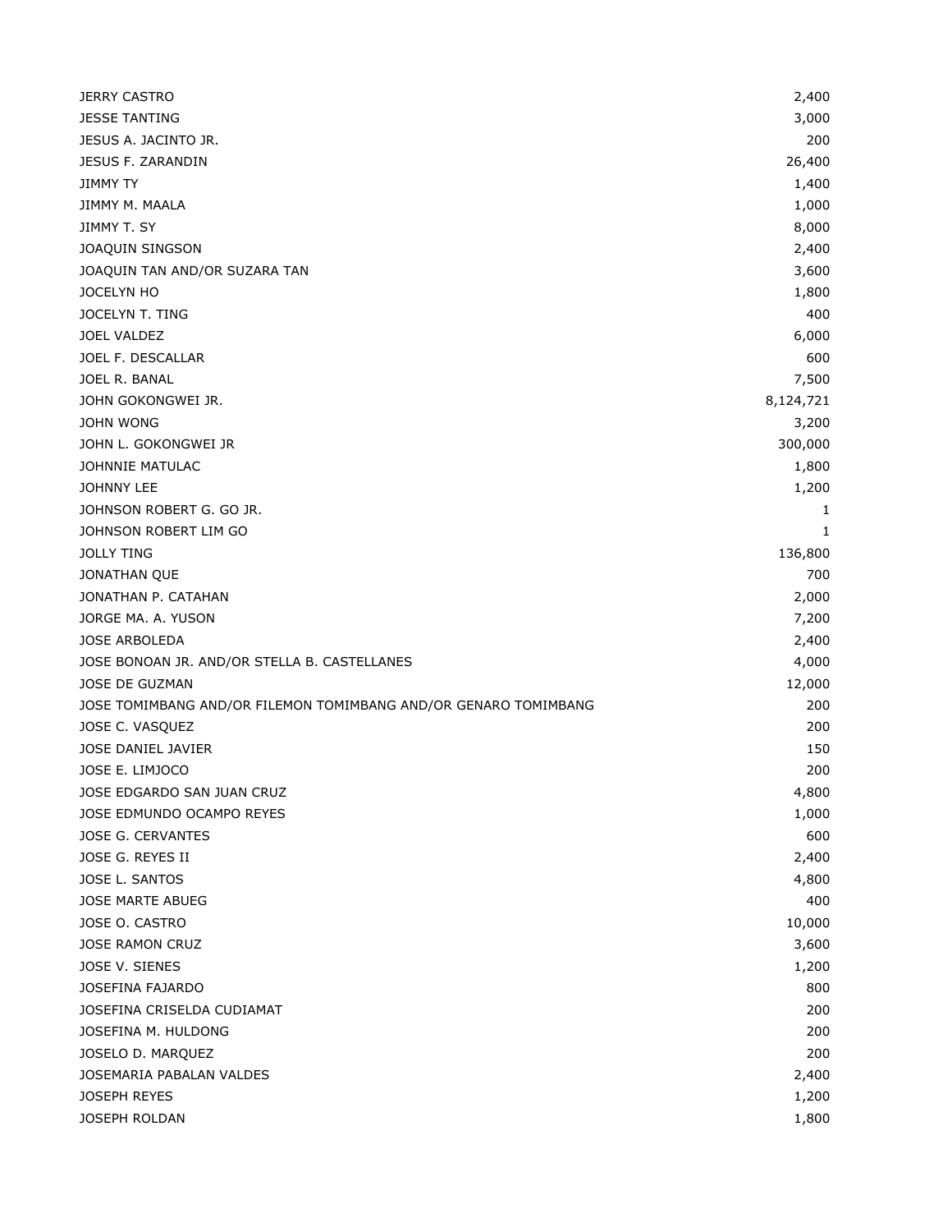| | |
|---|---:|
| JERRY CASTRO | 2,400 |
| JESSE TANTING | 3,000 |
| JESUS A. JACINTO JR. | 200 |
| JESUS F. ZARANDIN | 26,400 |
| JIMMY TY | 1,400 |
| JIMMY M. MAALA | 1,000 |
| JIMMY T. SY | 8,000 |
| JOAQUIN SINGSON | 2,400 |
| JOAQUIN TAN AND/OR SUZARA TAN | 3,600 |
| JOCELYN HO | 1,800 |
| JOCELYN T. TING | 400 |
| JOEL VALDEZ | 6,000 |
| JOEL F. DESCALLAR | 600 |
| JOEL R. BANAL | 7,500 |
| JOHN GOKONGWEI JR. | 8,124,721 |
| JOHN WONG | 3,200 |
| JOHN L. GOKONGWEI JR | 300,000 |
| JOHNNIE MATULAC | 1,800 |
| JOHNNY LEE | 1,200 |
| JOHNSON ROBERT G. GO JR. | 1 |
| JOHNSON ROBERT LIM GO | 1 |
| JOLLY TING | 136,800 |
| JONATHAN QUE | 700 |
| JONATHAN P. CATAHAN | 2,000 |
| JORGE MA. A. YUSON | 7,200 |
| JOSE ARBOLEDA | 2,400 |
| JOSE BONOAN JR. AND/OR STELLA B. CASTELLANES | 4,000 |
| JOSE DE GUZMAN | 12,000 |
| JOSE TOMIMBANG AND/OR FILEMON TOMIMBANG AND/OR GENARO TOMIMBANG | 200 |
| JOSE C. VASQUEZ | 200 |
| JOSE DANIEL JAVIER | 150 |
| JOSE E. LIMJOCO | 200 |
| JOSE EDGARDO SAN JUAN CRUZ | 4,800 |
| JOSE EDMUNDO OCAMPO REYES | 1,000 |
| JOSE G. CERVANTES | 600 |
| JOSE G. REYES II | 2,400 |
| JOSE L. SANTOS | 4,800 |
| JOSE MARTE ABUEG | 400 |
| JOSE O. CASTRO | 10,000 |
| JOSE RAMON CRUZ | 3,600 |
| JOSE V. SIENES | 1,200 |
| JOSEFINA FAJARDO | 800 |
| JOSEFINA CRISELDA CUDIAMAT | 200 |
| JOSEFINA M. HULDONG | 200 |
| JOSELO D. MARQUEZ | 200 |
| JOSEMARIA PABALAN VALDES | 2,400 |
| JOSEPH REYES | 1,200 |
| JOSEPH ROLDAN | 1,800 |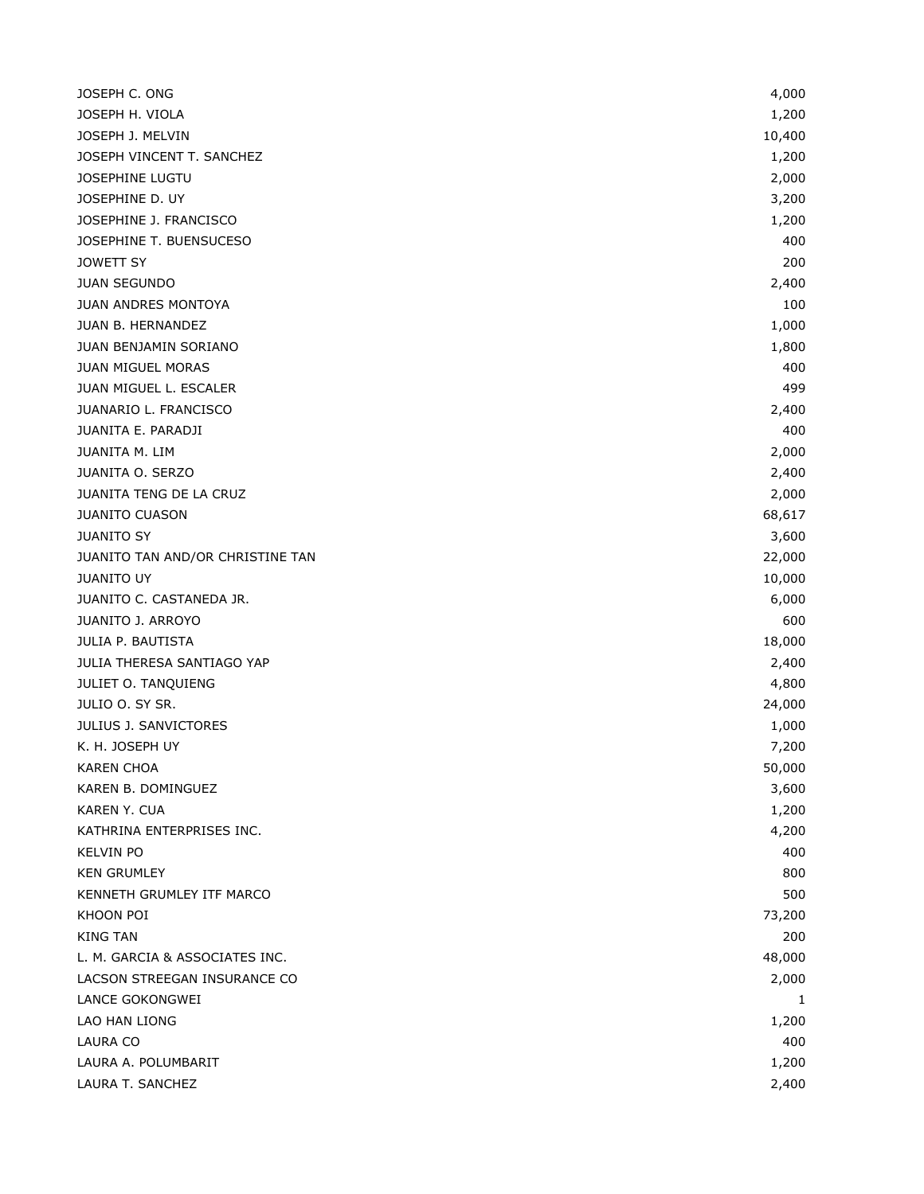| | |
|---|---|
| JOSEPH C. ONG | 4,000 |
| JOSEPH H. VIOLA | 1,200 |
| JOSEPH J. MELVIN | 10,400 |
| JOSEPH VINCENT T. SANCHEZ | 1,200 |
| JOSEPHINE LUGTU | 2,000 |
| JOSEPHINE D. UY | 3,200 |
| JOSEPHINE J. FRANCISCO | 1,200 |
| JOSEPHINE T. BUENSUCESO | 400 |
| JOWETT SY | 200 |
| JUAN SEGUNDO | 2,400 |
| JUAN ANDRES MONTOYA | 100 |
| JUAN B. HERNANDEZ | 1,000 |
| JUAN BENJAMIN SORIANO | 1,800 |
| JUAN MIGUEL MORAS | 400 |
| JUAN MIGUEL L. ESCALER | 499 |
| JUANARIO L. FRANCISCO | 2,400 |
| JUANITA E. PARADJI | 400 |
| JUANITA M. LIM | 2,000 |
| JUANITA O. SERZO | 2,400 |
| JUANITA TENG DE LA CRUZ | 2,000 |
| JUANITO CUASON | 68,617 |
| JUANITO SY | 3,600 |
| JUANITO TAN AND/OR CHRISTINE TAN | 22,000 |
| JUANITO UY | 10,000 |
| JUANITO C. CASTANEDA JR. | 6,000 |
| JUANITO J. ARROYO | 600 |
| JULIA P. BAUTISTA | 18,000 |
| JULIA THERESA SANTIAGO YAP | 2,400 |
| JULIET O. TANQUIENG | 4,800 |
| JULIO O. SY SR. | 24,000 |
| JULIUS J. SANVICTORES | 1,000 |
| K. H. JOSEPH UY | 7,200 |
| KAREN CHOA | 50,000 |
| KAREN B. DOMINGUEZ | 3,600 |
| KAREN Y. CUA | 1,200 |
| KATHRINA ENTERPRISES INC. | 4,200 |
| KELVIN PO | 400 |
| KEN GRUMLEY | 800 |
| KENNETH GRUMLEY ITF MARCO | 500 |
| KHOON POI | 73,200 |
| KING TAN | 200 |
| L. M. GARCIA & ASSOCIATES INC. | 48,000 |
| LACSON STREEGAN INSURANCE CO | 2,000 |
| LANCE GOKONGWEI | 1 |
| LAO HAN LIONG | 1,200 |
| LAURA CO | 400 |
| LAURA A. POLUMBARIT | 1,200 |
| LAURA T. SANCHEZ | 2,400 |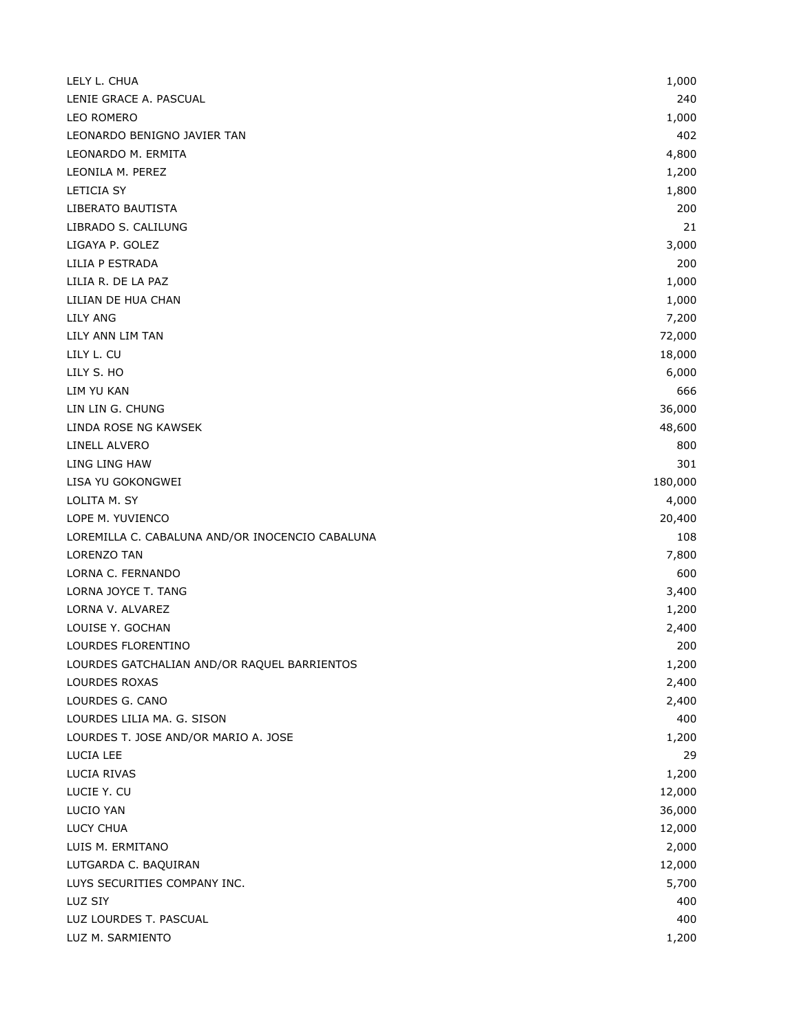| | |
|---|---|
| LELY L. CHUA | 1,000 |
| LENIE GRACE A. PASCUAL | 240 |
| LEO ROMERO | 1,000 |
| LEONARDO BENIGNO JAVIER TAN | 402 |
| LEONARDO M. ERMITA | 4,800 |
| LEONILA M. PEREZ | 1,200 |
| LETICIA SY | 1,800 |
| LIBERATO BAUTISTA | 200 |
| LIBRADO S. CALILUNG | 21 |
| LIGAYA P. GOLEZ | 3,000 |
| LILIA P ESTRADA | 200 |
| LILIA R. DE LA PAZ | 1,000 |
| LILIAN DE HUA CHAN | 1,000 |
| LILY ANG | 7,200 |
| LILY ANN LIM TAN | 72,000 |
| LILY L. CU | 18,000 |
| LILY S. HO | 6,000 |
| LIM YU KAN | 666 |
| LIN LIN G. CHUNG | 36,000 |
| LINDA ROSE NG KAWSEK | 48,600 |
| LINELL ALVERO | 800 |
| LING LING HAW | 301 |
| LISA YU GOKONGWEI | 180,000 |
| LOLITA M. SY | 4,000 |
| LOPE M. YUVIENCO | 20,400 |
| LOREMILLA C. CABALUNA AND/OR INOCENCIO CABALUNA | 108 |
| LORENZO TAN | 7,800 |
| LORNA C. FERNANDO | 600 |
| LORNA JOYCE T. TANG | 3,400 |
| LORNA V. ALVAREZ | 1,200 |
| LOUISE Y. GOCHAN | 2,400 |
| LOURDES FLORENTINO | 200 |
| LOURDES GATCHALIAN AND/OR RAQUEL BARRIENTOS | 1,200 |
| LOURDES ROXAS | 2,400 |
| LOURDES G. CANO | 2,400 |
| LOURDES LILIA MA. G. SISON | 400 |
| LOURDES T. JOSE AND/OR MARIO A. JOSE | 1,200 |
| LUCIA LEE | 29 |
| LUCIA RIVAS | 1,200 |
| LUCIE Y. CU | 12,000 |
| LUCIO YAN | 36,000 |
| LUCY CHUA | 12,000 |
| LUIS M. ERMITANO | 2,000 |
| LUTGARDA C. BAQUIRAN | 12,000 |
| LUYS SECURITIES COMPANY INC. | 5,700 |
| LUZ SIY | 400 |
| LUZ LOURDES T. PASCUAL | 400 |
| LUZ M. SARMIENTO | 1,200 |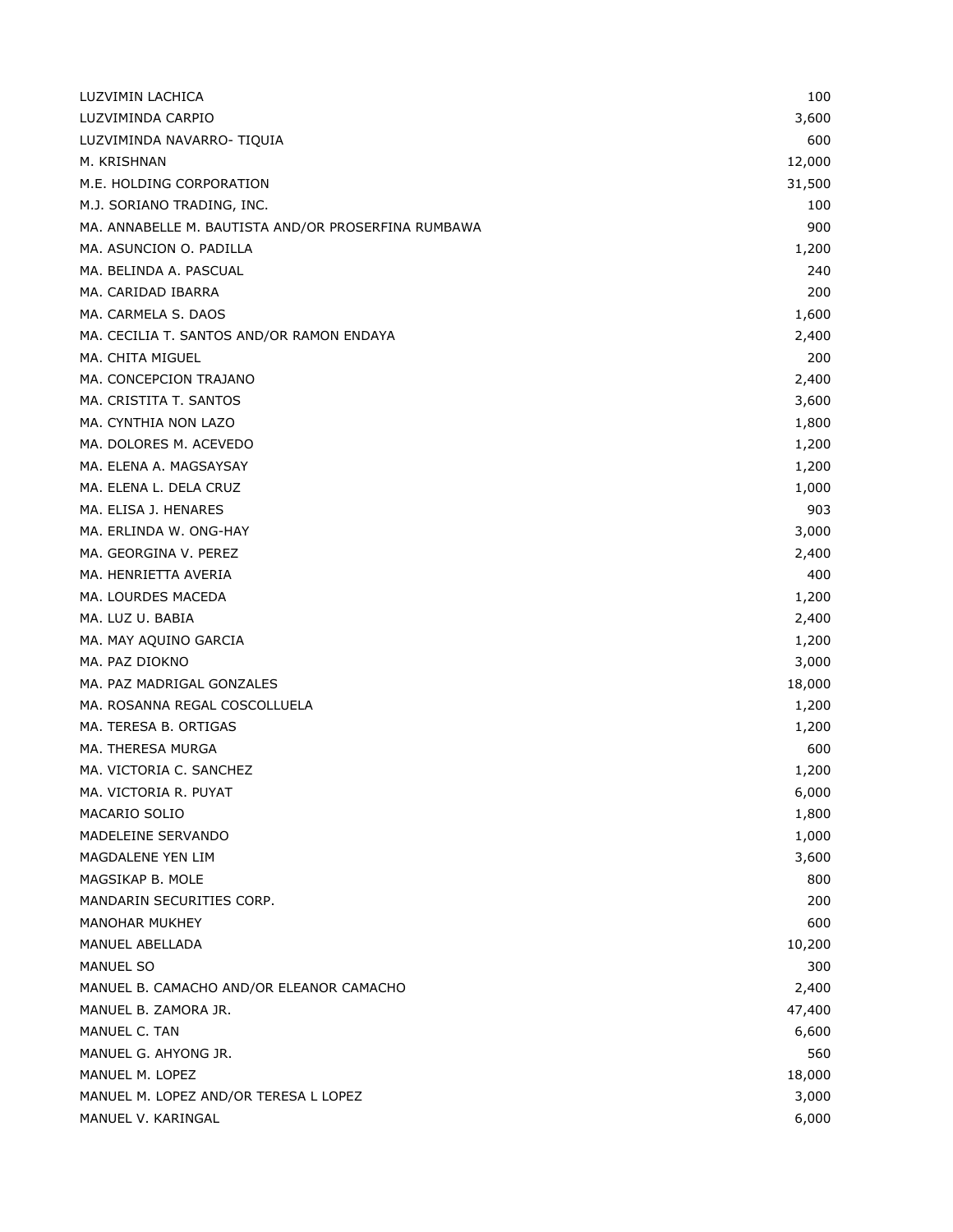| | |
|---|---|
| LUZVIMIN LACHICA | 100 |
| LUZVIMINDA CARPIO | 3,600 |
| LUZVIMINDA NAVARRO- TIQUIA | 600 |
| M. KRISHNAN | 12,000 |
| M.E. HOLDING CORPORATION | 31,500 |
| M.J. SORIANO TRADING, INC. | 100 |
| MA. ANNABELLE M. BAUTISTA AND/OR PROSERFINA RUMBAWA | 900 |
| MA. ASUNCION O. PADILLA | 1,200 |
| MA. BELINDA A. PASCUAL | 240 |
| MA. CARIDAD IBARRA | 200 |
| MA. CARMELA S. DAOS | 1,600 |
| MA. CECILIA T. SANTOS AND/OR RAMON ENDAYA | 2,400 |
| MA. CHITA MIGUEL | 200 |
| MA. CONCEPCION TRAJANO | 2,400 |
| MA. CRISTITA T. SANTOS | 3,600 |
| MA. CYNTHIA NON LAZO | 1,800 |
| MA. DOLORES M. ACEVEDO | 1,200 |
| MA. ELENA A. MAGSAYSAY | 1,200 |
| MA. ELENA L. DELA CRUZ | 1,000 |
| MA. ELISA J. HENARES | 903 |
| MA. ERLINDA W. ONG-HAY | 3,000 |
| MA. GEORGINA V. PEREZ | 2,400 |
| MA. HENRIETTA AVERIA | 400 |
| MA. LOURDES MACEDA | 1,200 |
| MA. LUZ U. BABIA | 2,400 |
| MA. MAY AQUINO GARCIA | 1,200 |
| MA. PAZ DIOKNO | 3,000 |
| MA. PAZ MADRIGAL GONZALES | 18,000 |
| MA. ROSANNA REGAL COSCOLLUELA | 1,200 |
| MA. TERESA B. ORTIGAS | 1,200 |
| MA. THERESA MURGA | 600 |
| MA. VICTORIA C. SANCHEZ | 1,200 |
| MA. VICTORIA R. PUYAT | 6,000 |
| MACARIO SOLIO | 1,800 |
| MADELEINE SERVANDO | 1,000 |
| MAGDALENE YEN LIM | 3,600 |
| MAGSIKAP B. MOLE | 800 |
| MANDARIN SECURITIES CORP. | 200 |
| MANOHAR MUKHEY | 600 |
| MANUEL ABELLADA | 10,200 |
| MANUEL SO | 300 |
| MANUEL B. CAMACHO AND/OR ELEANOR CAMACHO | 2,400 |
| MANUEL B. ZAMORA JR. | 47,400 |
| MANUEL C. TAN | 6,600 |
| MANUEL G. AHYONG JR. | 560 |
| MANUEL M. LOPEZ | 18,000 |
| MANUEL M. LOPEZ AND/OR TERESA L LOPEZ | 3,000 |
| MANUEL V. KARINGAL | 6,000 |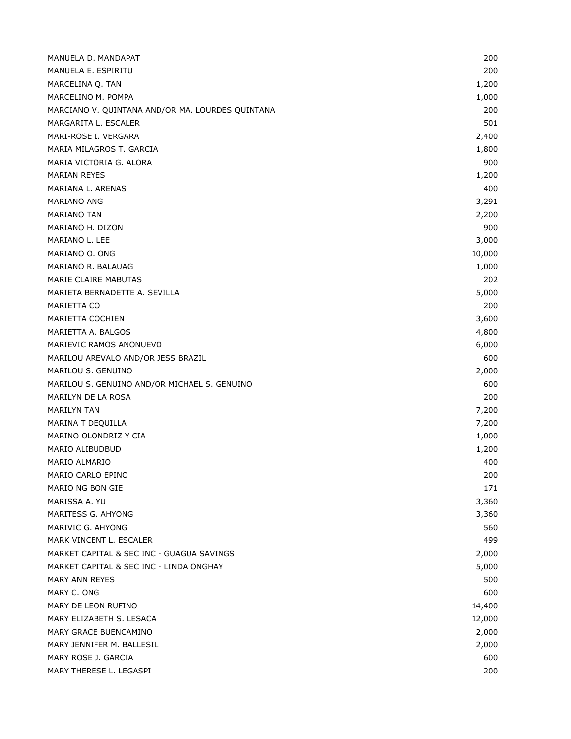| | |
|---|---|
| MANUELA D. MANDAPAT | 200 |
| MANUELA E. ESPIRITU | 200 |
| MARCELINA Q. TAN | 1,200 |
| MARCELINO M. POMPA | 1,000 |
| MARCIANO V. QUINTANA AND/OR MA. LOURDES QUINTANA | 200 |
| MARGARITA L. ESCALER | 501 |
| MARI-ROSE I. VERGARA | 2,400 |
| MARIA MILAGROS T. GARCIA | 1,800 |
| MARIA VICTORIA G. ALORA | 900 |
| MARIAN REYES | 1,200 |
| MARIANA L. ARENAS | 400 |
| MARIANO ANG | 3,291 |
| MARIANO TAN | 2,200 |
| MARIANO H. DIZON | 900 |
| MARIANO L. LEE | 3,000 |
| MARIANO O. ONG | 10,000 |
| MARIANO R. BALAUAG | 1,000 |
| MARIE CLAIRE MABUTAS | 202 |
| MARIETA BERNADETTE A. SEVILLA | 5,000 |
| MARIETTA CO | 200 |
| MARIETTA COCHIEN | 3,600 |
| MARIETTA A. BALGOS | 4,800 |
| MARIEVIC RAMOS ANONUEVO | 6,000 |
| MARILOU AREVALO AND/OR JESS BRAZIL | 600 |
| MARILOU S. GENUINO | 2,000 |
| MARILOU S. GENUINO AND/OR MICHAEL S. GENUINO | 600 |
| MARILYN DE LA ROSA | 200 |
| MARILYN TAN | 7,200 |
| MARINA T DEQUILLA | 7,200 |
| MARINO OLONDRIZ Y CIA | 1,000 |
| MARIO ALIBUDBUD | 1,200 |
| MARIO ALMARIO | 400 |
| MARIO CARLO EPINO | 200 |
| MARIO NG BON GIE | 171 |
| MARISSA A. YU | 3,360 |
| MARITESS G. AHYONG | 3,360 |
| MARIVIC G. AHYONG | 560 |
| MARK VINCENT L. ESCALER | 499 |
| MARKET CAPITAL & SEC INC - GUAGUA SAVINGS | 2,000 |
| MARKET CAPITAL & SEC INC - LINDA ONGHAY | 5,000 |
| MARY ANN REYES | 500 |
| MARY C. ONG | 600 |
| MARY DE LEON RUFINO | 14,400 |
| MARY ELIZABETH S. LESACA | 12,000 |
| MARY GRACE BUENCAMINO | 2,000 |
| MARY JENNIFER M. BALLESIL | 2,000 |
| MARY ROSE J. GARCIA | 600 |
| MARY THERESE L. LEGASPI | 200 |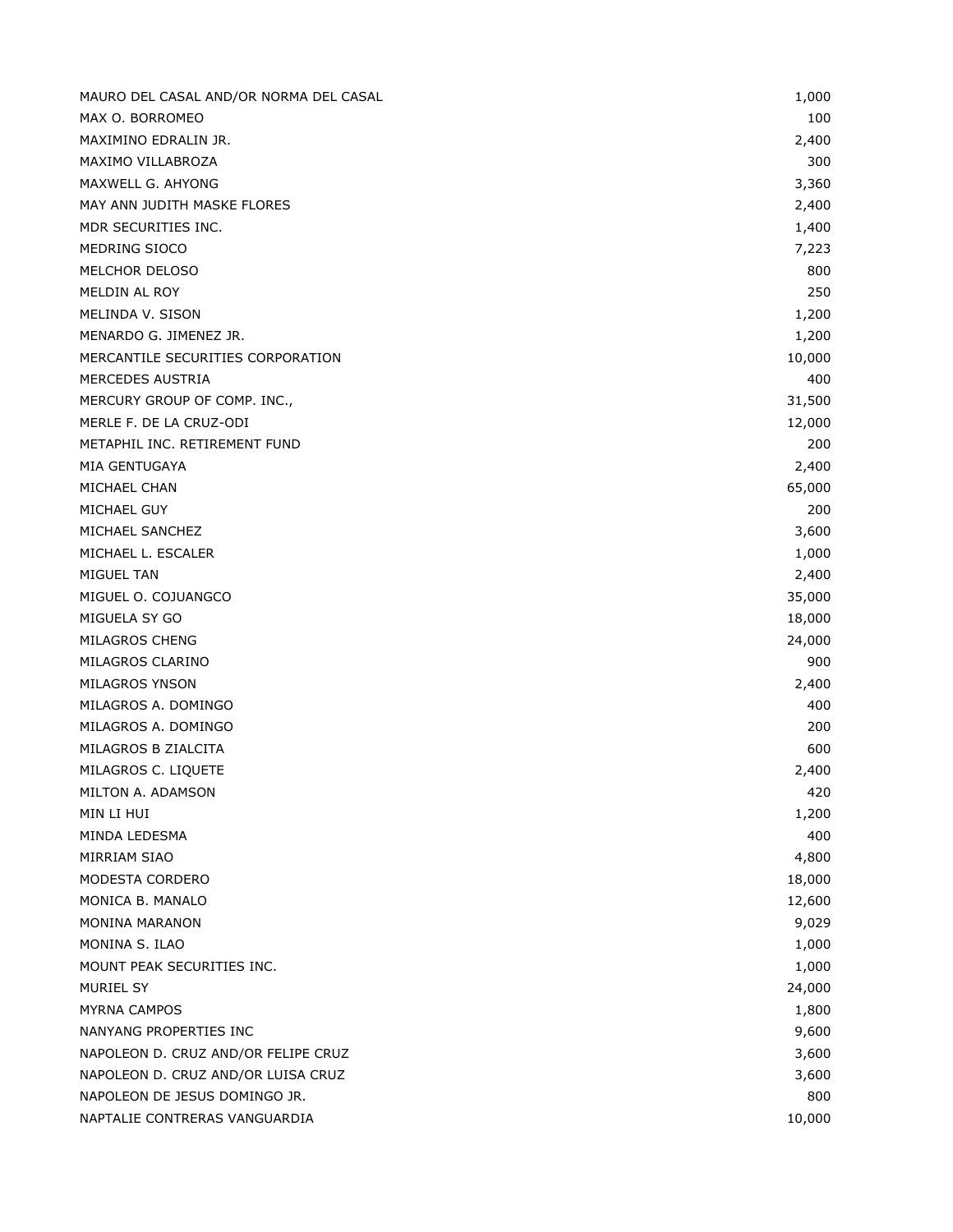| | |
|---|---:|
| MAURO DEL CASAL AND/OR NORMA DEL CASAL | 1,000 |
| MAX O. BORROMEO | 100 |
| MAXIMINO EDRALIN JR. | 2,400 |
| MAXIMO VILLABROZA | 300 |
| MAXWELL G. AHYONG | 3,360 |
| MAY ANN JUDITH MASKE FLORES | 2,400 |
| MDR SECURITIES INC. | 1,400 |
| MEDRING SIOCO | 7,223 |
| MELCHOR DELOSO | 800 |
| MELDIN AL ROY | 250 |
| MELINDA V. SISON | 1,200 |
| MENARDO G. JIMENEZ JR. | 1,200 |
| MERCANTILE SECURITIES CORPORATION | 10,000 |
| MERCEDES AUSTRIA | 400 |
| MERCURY GROUP OF COMP. INC., | 31,500 |
| MERLE F. DE LA CRUZ-ODI | 12,000 |
| METAPHIL INC. RETIREMENT FUND | 200 |
| MIA GENTUGAYA | 2,400 |
| MICHAEL CHAN | 65,000 |
| MICHAEL GUY | 200 |
| MICHAEL SANCHEZ | 3,600 |
| MICHAEL L. ESCALER | 1,000 |
| MIGUEL TAN | 2,400 |
| MIGUEL O. COJUANGCO | 35,000 |
| MIGUELA SY GO | 18,000 |
| MILAGROS CHENG | 24,000 |
| MILAGROS CLARINO | 900 |
| MILAGROS YNSON | 2,400 |
| MILAGROS A. DOMINGO | 400 |
| MILAGROS A. DOMINGO | 200 |
| MILAGROS B ZIALCITA | 600 |
| MILAGROS C. LIQUETE | 2,400 |
| MILTON A. ADAMSON | 420 |
| MIN LI HUI | 1,200 |
| MINDA LEDESMA | 400 |
| MIRRIAM SIAO | 4,800 |
| MODESTA CORDERO | 18,000 |
| MONICA B. MANALO | 12,600 |
| MONINA MARANON | 9,029 |
| MONINA S. ILAO | 1,000 |
| MOUNT PEAK SECURITIES INC. | 1,000 |
| MURIEL SY | 24,000 |
| MYRNA CAMPOS | 1,800 |
| NANYANG PROPERTIES INC | 9,600 |
| NAPOLEON D. CRUZ AND/OR FELIPE CRUZ | 3,600 |
| NAPOLEON D. CRUZ AND/OR LUISA CRUZ | 3,600 |
| NAPOLEON DE JESUS DOMINGO JR. | 800 |
| NAPTALIE CONTRERAS VANGUARDIA | 10,000 |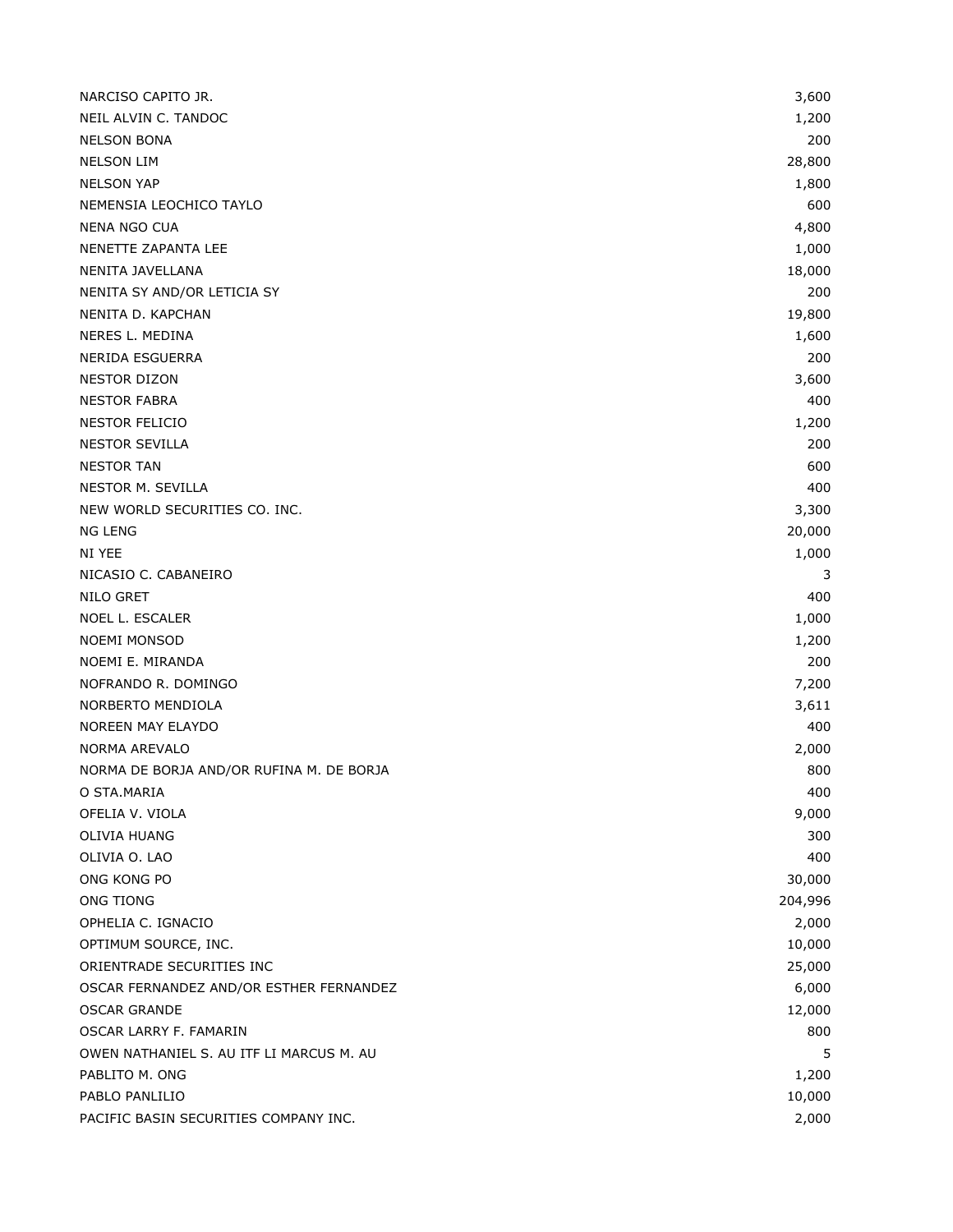| | |
|---|---:|
| NARCISO CAPITO JR. | 3,600 |
| NEIL ALVIN C. TANDOC | 1,200 |
| NELSON BONA | 200 |
| NELSON LIM | 28,800 |
| NELSON YAP | 1,800 |
| NEMENSIA LEOCHICO TAYLO | 600 |
| NENA NGO CUA | 4,800 |
| NENETTE ZAPANTA LEE | 1,000 |
| NENITA JAVELLANA | 18,000 |
| NENITA SY AND/OR LETICIA SY | 200 |
| NENITA D. KAPCHAN | 19,800 |
| NERES L. MEDINA | 1,600 |
| NERIDA ESGUERRA | 200 |
| NESTOR DIZON | 3,600 |
| NESTOR FABRA | 400 |
| NESTOR FELICIO | 1,200 |
| NESTOR SEVILLA | 200 |
| NESTOR TAN | 600 |
| NESTOR M. SEVILLA | 400 |
| NEW WORLD SECURITIES CO. INC. | 3,300 |
| NG LENG | 20,000 |
| NI YEE | 1,000 |
| NICASIO C. CABANEIRO | 3 |
| NILO GRET | 400 |
| NOEL L. ESCALER | 1,000 |
| NOEMI MONSOD | 1,200 |
| NOEMI E. MIRANDA | 200 |
| NOFRANDO R. DOMINGO | 7,200 |
| NORBERTO MENDIOLA | 3,611 |
| NOREEN MAY ELAYDO | 400 |
| NORMA AREVALO | 2,000 |
| NORMA DE BORJA AND/OR RUFINA M. DE BORJA | 800 |
| O STA.MARIA | 400 |
| OFELIA V. VIOLA | 9,000 |
| OLIVIA HUANG | 300 |
| OLIVIA O. LAO | 400 |
| ONG KONG PO | 30,000 |
| ONG TIONG | 204,996 |
| OPHELIA C. IGNACIO | 2,000 |
| OPTIMUM SOURCE, INC. | 10,000 |
| ORIENTRADE SECURITIES INC | 25,000 |
| OSCAR FERNANDEZ AND/OR ESTHER FERNANDEZ | 6,000 |
| OSCAR GRANDE | 12,000 |
| OSCAR LARRY F. FAMARIN | 800 |
| OWEN NATHANIEL S. AU ITF LI MARCUS M. AU | 5 |
| PABLITO M. ONG | 1,200 |
| PABLO PANLILIO | 10,000 |
| PACIFIC BASIN SECURITIES COMPANY INC. | 2,000 |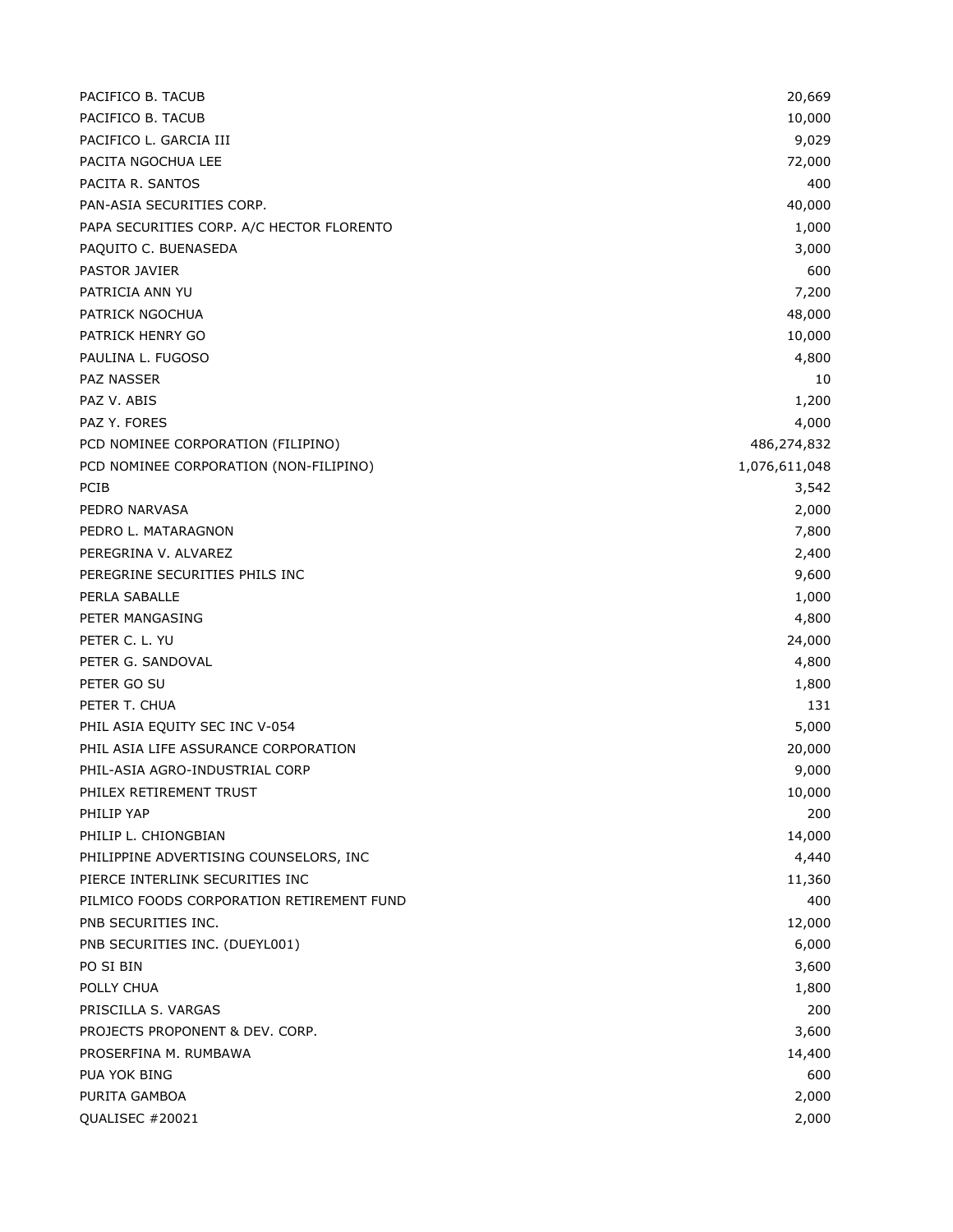| | |
|---|---|
| PACIFICO B. TACUB | 20,669 |
| PACIFICO B. TACUB | 10,000 |
| PACIFICO L. GARCIA III | 9,029 |
| PACITA NGOCHUA LEE | 72,000 |
| PACITA R. SANTOS | 400 |
| PAN-ASIA SECURITIES CORP. | 40,000 |
| PAPA SECURITIES CORP. A/C HECTOR FLORENTO | 1,000 |
| PAQUITO C. BUENASEDA | 3,000 |
| PASTOR JAVIER | 600 |
| PATRICIA ANN YU | 7,200 |
| PATRICK NGOCHUA | 48,000 |
| PATRICK HENRY GO | 10,000 |
| PAULINA L. FUGOSO | 4,800 |
| PAZ NASSER | 10 |
| PAZ V. ABIS | 1,200 |
| PAZ Y. FORES | 4,000 |
| PCD NOMINEE CORPORATION (FILIPINO) | 486,274,832 |
| PCD NOMINEE CORPORATION (NON-FILIPINO) | 1,076,611,048 |
| PCIB | 3,542 |
| PEDRO NARVASA | 2,000 |
| PEDRO L. MATARAGNON | 7,800 |
| PEREGRINA V. ALVAREZ | 2,400 |
| PEREGRINE SECURITIES PHILS INC | 9,600 |
| PERLA SABALLE | 1,000 |
| PETER MANGASING | 4,800 |
| PETER C. L. YU | 24,000 |
| PETER G. SANDOVAL | 4,800 |
| PETER GO SU | 1,800 |
| PETER T. CHUA | 131 |
| PHIL ASIA EQUITY SEC INC V-054 | 5,000 |
| PHIL ASIA LIFE ASSURANCE CORPORATION | 20,000 |
| PHIL-ASIA AGRO-INDUSTRIAL CORP | 9,000 |
| PHILEX RETIREMENT TRUST | 10,000 |
| PHILIP YAP | 200 |
| PHILIP L. CHIONGBIAN | 14,000 |
| PHILIPPINE ADVERTISING COUNSELORS, INC | 4,440 |
| PIERCE INTERLINK SECURITIES INC | 11,360 |
| PILMICO FOODS CORPORATION RETIREMENT FUND | 400 |
| PNB SECURITIES INC. | 12,000 |
| PNB SECURITIES INC. (DUEYL001) | 6,000 |
| PO SI BIN | 3,600 |
| POLLY CHUA | 1,800 |
| PRISCILLA S. VARGAS | 200 |
| PROJECTS PROPONENT & DEV. CORP. | 3,600 |
| PROSERFINA M. RUMBAWA | 14,400 |
| PUA YOK BING | 600 |
| PURITA GAMBOA | 2,000 |
| QUALISEC #20021 | 2,000 |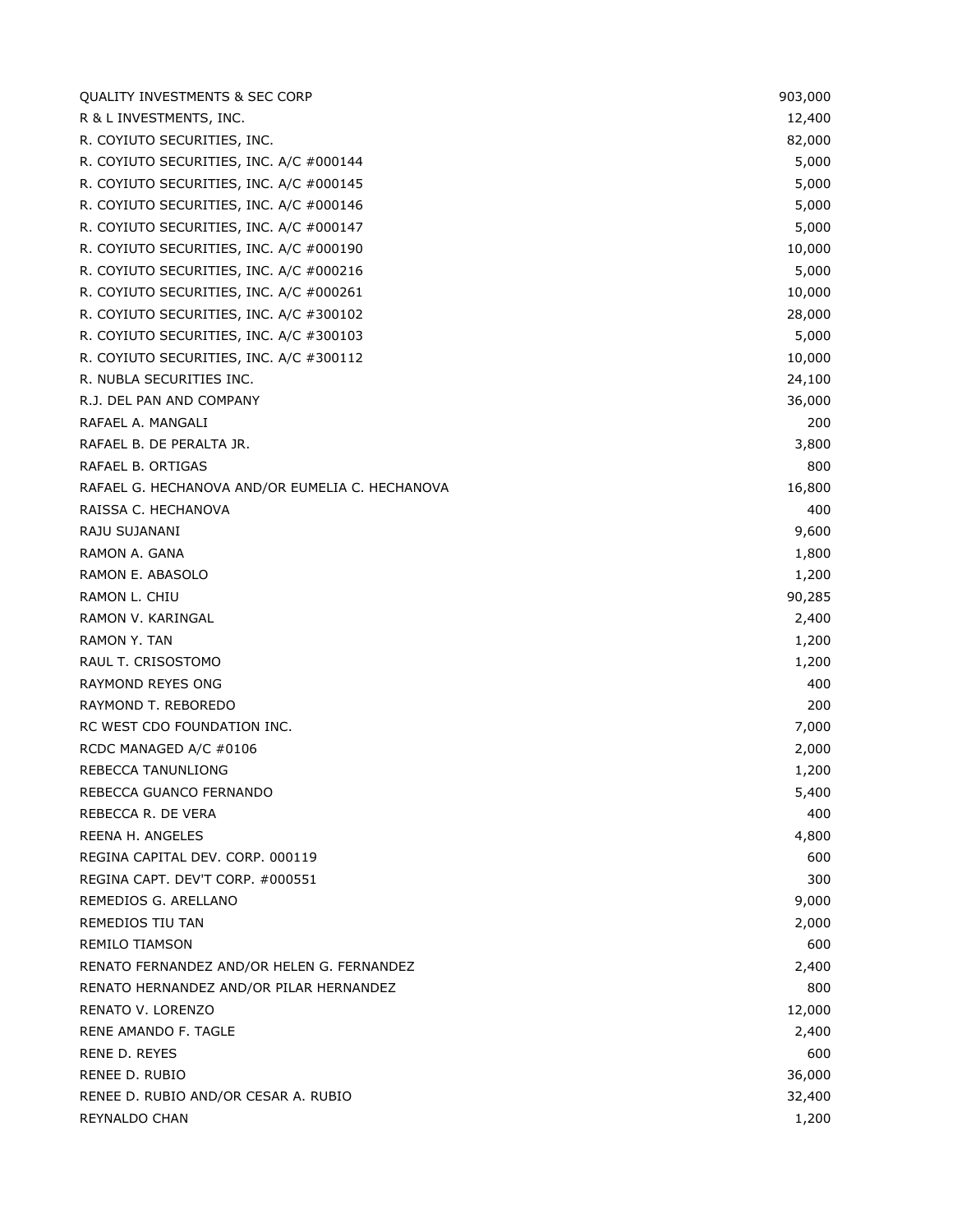| | |
|---|---|
| QUALITY INVESTMENTS & SEC CORP | 903,000 |
| R & L INVESTMENTS, INC. | 12,400 |
| R. COYIUTO SECURITIES, INC. | 82,000 |
| R. COYIUTO SECURITIES, INC. A/C #000144 | 5,000 |
| R. COYIUTO SECURITIES, INC. A/C #000145 | 5,000 |
| R. COYIUTO SECURITIES, INC. A/C #000146 | 5,000 |
| R. COYIUTO SECURITIES, INC. A/C #000147 | 5,000 |
| R. COYIUTO SECURITIES, INC. A/C #000190 | 10,000 |
| R. COYIUTO SECURITIES, INC. A/C #000216 | 5,000 |
| R. COYIUTO SECURITIES, INC. A/C #000261 | 10,000 |
| R. COYIUTO SECURITIES, INC. A/C #300102 | 28,000 |
| R. COYIUTO SECURITIES, INC. A/C #300103 | 5,000 |
| R. COYIUTO SECURITIES, INC. A/C #300112 | 10,000 |
| R. NUBLA SECURITIES INC. | 24,100 |
| R.J. DEL PAN AND COMPANY | 36,000 |
| RAFAEL A. MANGALI | 200 |
| RAFAEL B. DE PERALTA JR. | 3,800 |
| RAFAEL B. ORTIGAS | 800 |
| RAFAEL G. HECHANOVA AND/OR EUMELIA C. HECHANOVA | 16,800 |
| RAISSA C. HECHANOVA | 400 |
| RAJU SUJANANI | 9,600 |
| RAMON A. GANA | 1,800 |
| RAMON E. ABASOLO | 1,200 |
| RAMON L. CHIU | 90,285 |
| RAMON V. KARINGAL | 2,400 |
| RAMON Y. TAN | 1,200 |
| RAUL T. CRISOSTOMO | 1,200 |
| RAYMOND REYES ONG | 400 |
| RAYMOND T. REBOREDO | 200 |
| RC WEST CDO FOUNDATION INC. | 7,000 |
| RCDC MANAGED A/C #0106 | 2,000 |
| REBECCA TANUNLIONG | 1,200 |
| REBECCA GUANCO FERNANDO | 5,400 |
| REBECCA R. DE VERA | 400 |
| REENA H. ANGELES | 4,800 |
| REGINA CAPITAL DEV. CORP. 000119 | 600 |
| REGINA CAPT. DEV'T CORP. #000551 | 300 |
| REMEDIOS G. ARELLANO | 9,000 |
| REMEDIOS TIU TAN | 2,000 |
| REMILO TIAMSON | 600 |
| RENATO FERNANDEZ AND/OR HELEN G. FERNANDEZ | 2,400 |
| RENATO HERNANDEZ AND/OR PILAR HERNANDEZ | 800 |
| RENATO V. LORENZO | 12,000 |
| RENE AMANDO F. TAGLE | 2,400 |
| RENE D. REYES | 600 |
| RENEE D. RUBIO | 36,000 |
| RENEE D. RUBIO AND/OR CESAR A. RUBIO | 32,400 |
| REYNALDO CHAN | 1,200 |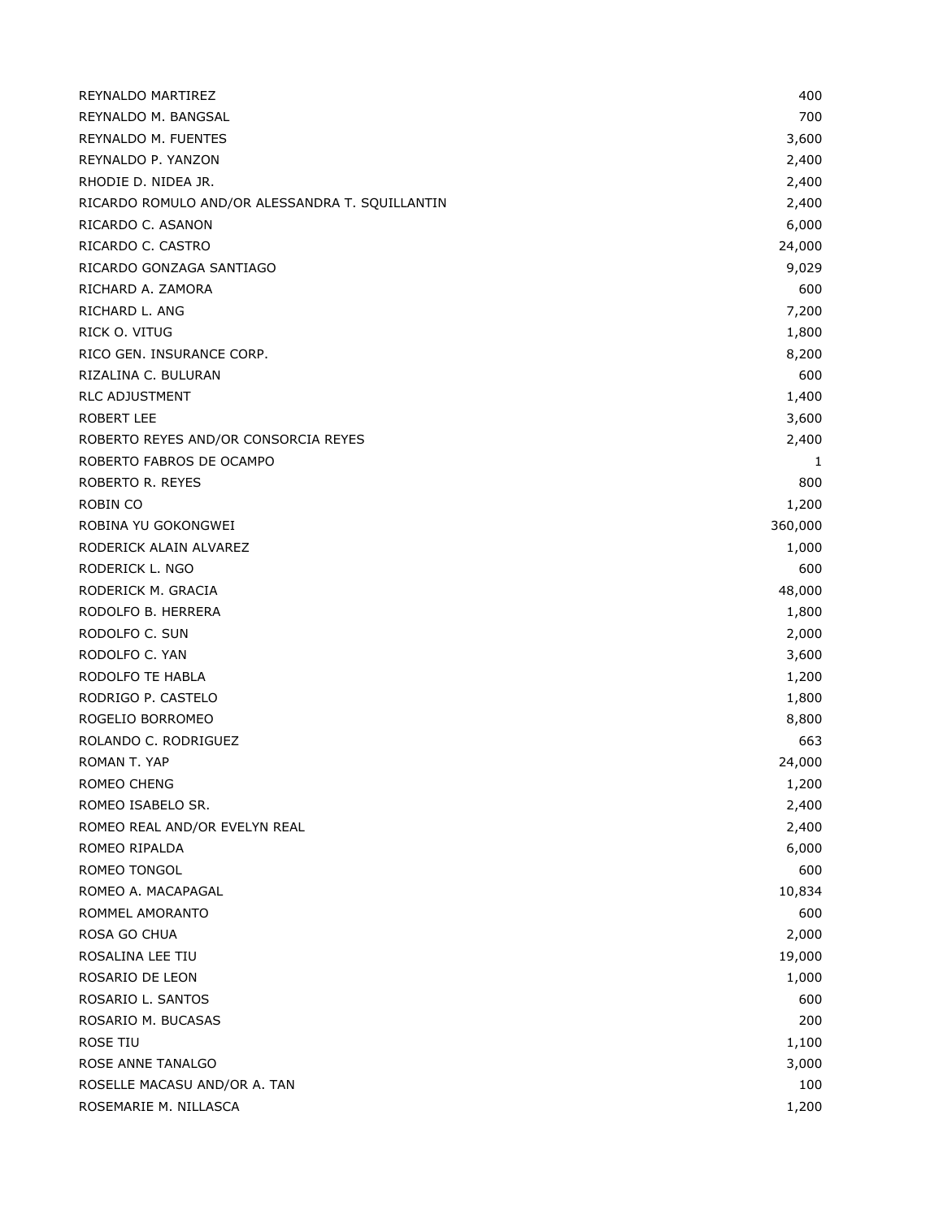| | |
|---|---|
| REYNALDO MARTIREZ | 400 |
| REYNALDO M. BANGSAL | 700 |
| REYNALDO M. FUENTES | 3,600 |
| REYNALDO P. YANZON | 2,400 |
| RHODIE D. NIDEA JR. | 2,400 |
| RICARDO ROMULO AND/OR ALESSANDRA T. SQUILLANTIN | 2,400 |
| RICARDO C. ASANON | 6,000 |
| RICARDO C. CASTRO | 24,000 |
| RICARDO GONZAGA SANTIAGO | 9,029 |
| RICHARD A. ZAMORA | 600 |
| RICHARD L. ANG | 7,200 |
| RICK O. VITUG | 1,800 |
| RICO GEN. INSURANCE CORP. | 8,200 |
| RIZALINA C. BULURAN | 600 |
| RLC ADJUSTMENT | 1,400 |
| ROBERT LEE | 3,600 |
| ROBERTO REYES AND/OR CONSORCIA REYES | 2,400 |
| ROBERTO FABROS DE OCAMPO | 1 |
| ROBERTO R. REYES | 800 |
| ROBIN CO | 1,200 |
| ROBINA YU GOKONGWEI | 360,000 |
| RODERICK ALAIN ALVAREZ | 1,000 |
| RODERICK L. NGO | 600 |
| RODERICK M. GRACIA | 48,000 |
| RODOLFO B. HERRERA | 1,800 |
| RODOLFO C. SUN | 2,000 |
| RODOLFO C. YAN | 3,600 |
| RODOLFO TE HABLA | 1,200 |
| RODRIGO P. CASTELO | 1,800 |
| ROGELIO BORROMEO | 8,800 |
| ROLANDO C. RODRIGUEZ | 663 |
| ROMAN T. YAP | 24,000 |
| ROMEO CHENG | 1,200 |
| ROMEO ISABELO SR. | 2,400 |
| ROMEO REAL AND/OR EVELYN REAL | 2,400 |
| ROMEO RIPALDA | 6,000 |
| ROMEO TONGOL | 600 |
| ROMEO A. MACAPAGAL | 10,834 |
| ROMMEL AMORANTO | 600 |
| ROSA GO CHUA | 2,000 |
| ROSALINA LEE TIU | 19,000 |
| ROSARIO DE LEON | 1,000 |
| ROSARIO L. SANTOS | 600 |
| ROSARIO M. BUCASAS | 200 |
| ROSE TIU | 1,100 |
| ROSE ANNE TANALGO | 3,000 |
| ROSELLE MACASU AND/OR A. TAN | 100 |
| ROSEMARIE M. NILLASCA | 1,200 |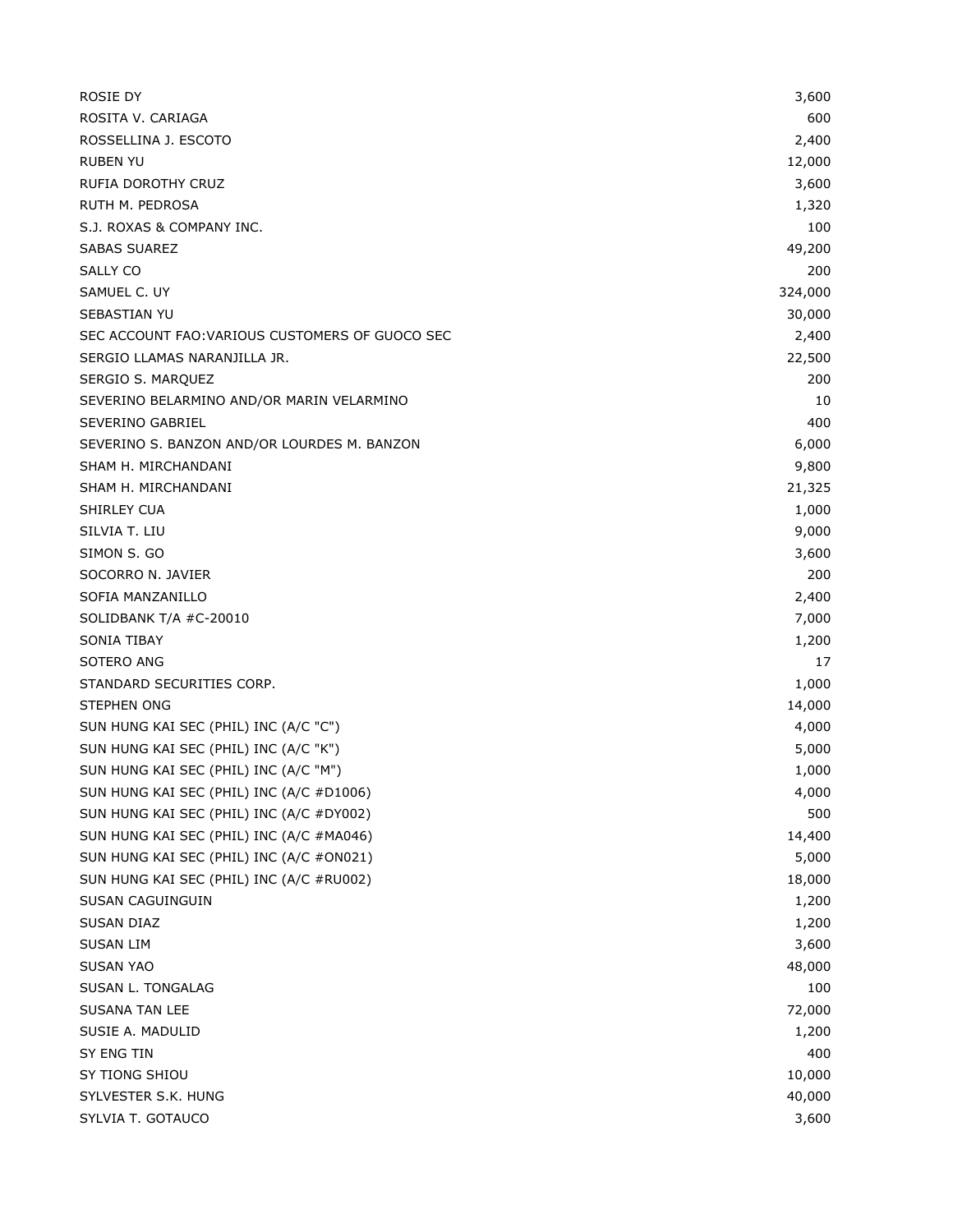| | |
|---|---|
| ROSIE DY | 3,600 |
| ROSITA V. CARIAGA | 600 |
| ROSSELLINA J. ESCOTO | 2,400 |
| RUBEN YU | 12,000 |
| RUFIA DOROTHY CRUZ | 3,600 |
| RUTH M. PEDROSA | 1,320 |
| S.J. ROXAS & COMPANY INC. | 100 |
| SABAS SUAREZ | 49,200 |
| SALLY CO | 200 |
| SAMUEL C. UY | 324,000 |
| SEBASTIAN YU | 30,000 |
| SEC ACCOUNT FAO:VARIOUS CUSTOMERS OF GUOCO SEC | 2,400 |
| SERGIO LLAMAS NARANJILLA JR. | 22,500 |
| SERGIO S. MARQUEZ | 200 |
| SEVERINO BELARMINO AND/OR MARIN VELARMINO | 10 |
| SEVERINO GABRIEL | 400 |
| SEVERINO S. BANZON AND/OR LOURDES M. BANZON | 6,000 |
| SHAM H. MIRCHANDANI | 9,800 |
| SHAM H. MIRCHANDANI | 21,325 |
| SHIRLEY CUA | 1,000 |
| SILVIA T. LIU | 9,000 |
| SIMON S. GO | 3,600 |
| SOCORRO N. JAVIER | 200 |
| SOFIA MANZANILLO | 2,400 |
| SOLIDBANK T/A #C-20010 | 7,000 |
| SONIA TIBAY | 1,200 |
| SOTERO ANG | 17 |
| STANDARD SECURITIES CORP. | 1,000 |
| STEPHEN ONG | 14,000 |
| SUN HUNG KAI SEC (PHIL) INC (A/C "C") | 4,000 |
| SUN HUNG KAI SEC (PHIL) INC (A/C "K") | 5,000 |
| SUN HUNG KAI SEC (PHIL) INC (A/C "M") | 1,000 |
| SUN HUNG KAI SEC (PHIL) INC (A/C #D1006) | 4,000 |
| SUN HUNG KAI SEC (PHIL) INC (A/C #DY002) | 500 |
| SUN HUNG KAI SEC (PHIL) INC (A/C #MA046) | 14,400 |
| SUN HUNG KAI SEC (PHIL) INC (A/C #ON021) | 5,000 |
| SUN HUNG KAI SEC (PHIL) INC (A/C #RU002) | 18,000 |
| SUSAN CAGUINGUIN | 1,200 |
| SUSAN DIAZ | 1,200 |
| SUSAN LIM | 3,600 |
| SUSAN YAO | 48,000 |
| SUSAN L. TONGALAG | 100 |
| SUSANA TAN LEE | 72,000 |
| SUSIE A. MADULID | 1,200 |
| SY ENG TIN | 400 |
| SY TIONG SHIOU | 10,000 |
| SYLVESTER S.K. HUNG | 40,000 |
| SYLVIA T. GOTAUCO | 3,600 |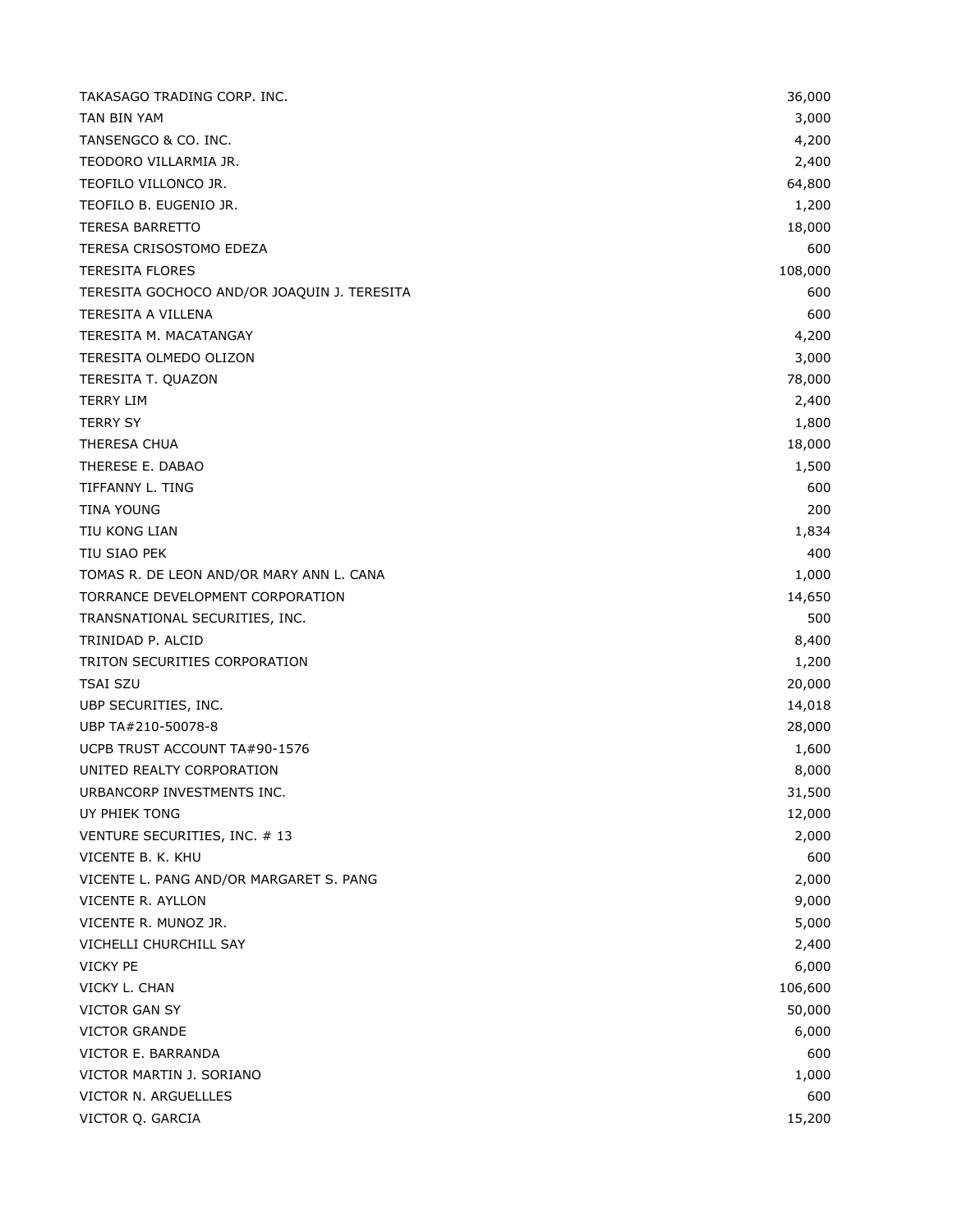| | |
|---|---|
| TAKASAGO TRADING CORP. INC. | 36,000 |
| TAN BIN YAM | 3,000 |
| TANSENGCO & CO. INC. | 4,200 |
| TEODORO VILLARMIA JR. | 2,400 |
| TEOFILO VILLONCO JR. | 64,800 |
| TEOFILO B. EUGENIO JR. | 1,200 |
| TERESA BARRETTO | 18,000 |
| TERESA CRISOSTOMO EDEZA | 600 |
| TERESITA FLORES | 108,000 |
| TERESITA GOCHOCO AND/OR JOAQUIN J. TERESITA | 600 |
| TERESITA A VILLENA | 600 |
| TERESITA M. MACATANGAY | 4,200 |
| TERESITA OLMEDO OLIZON | 3,000 |
| TERESITA T. QUAZON | 78,000 |
| TERRY LIM | 2,400 |
| TERRY SY | 1,800 |
| THERESA CHUA | 18,000 |
| THERESE E. DABAO | 1,500 |
| TIFFANNY L. TING | 600 |
| TINA YOUNG | 200 |
| TIU KONG LIAN | 1,834 |
| TIU SIAO PEK | 400 |
| TOMAS R. DE LEON AND/OR MARY ANN L. CANA | 1,000 |
| TORRANCE DEVELOPMENT CORPORATION | 14,650 |
| TRANSNATIONAL SECURITIES, INC. | 500 |
| TRINIDAD P. ALCID | 8,400 |
| TRITON SECURITIES CORPORATION | 1,200 |
| TSAI SZU | 20,000 |
| UBP SECURITIES, INC. | 14,018 |
| UBP TA#210-50078-8 | 28,000 |
| UCPB TRUST ACCOUNT TA#90-1576 | 1,600 |
| UNITED REALTY CORPORATION | 8,000 |
| URBANCORP INVESTMENTS INC. | 31,500 |
| UY PHIEK TONG | 12,000 |
| VENTURE SECURITIES, INC. # 13 | 2,000 |
| VICENTE B. K. KHU | 600 |
| VICENTE L. PANG AND/OR MARGARET S. PANG | 2,000 |
| VICENTE R. AYLLON | 9,000 |
| VICENTE R. MUNOZ JR. | 5,000 |
| VICHELLI CHURCHILL SAY | 2,400 |
| VICKY PE | 6,000 |
| VICKY L. CHAN | 106,600 |
| VICTOR GAN SY | 50,000 |
| VICTOR GRANDE | 6,000 |
| VICTOR E. BARRANDA | 600 |
| VICTOR MARTIN J. SORIANO | 1,000 |
| VICTOR N. ARGUELLLES | 600 |
| VICTOR Q. GARCIA | 15,200 |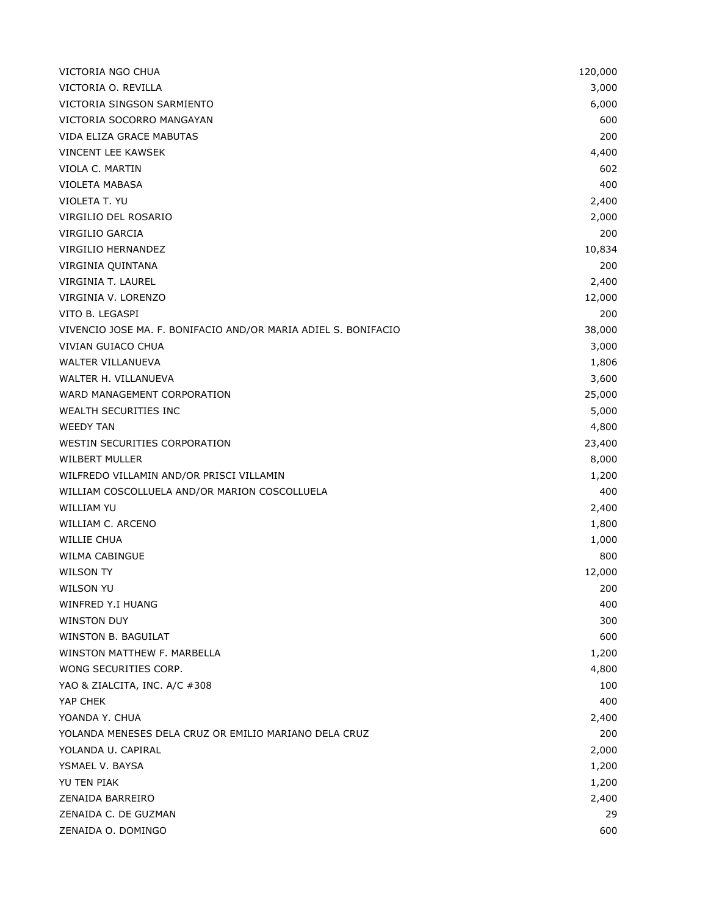| | |
|---|---:|
| VICTORIA NGO CHUA | 120,000 |
| VICTORIA O. REVILLA | 3,000 |
| VICTORIA SINGSON SARMIENTO | 6,000 |
| VICTORIA SOCORRO MANGAYAN | 600 |
| VIDA ELIZA GRACE MABUTAS | 200 |
| VINCENT LEE KAWSEK | 4,400 |
| VIOLA C. MARTIN | 602 |
| VIOLETA MABASA | 400 |
| VIOLETA T. YU | 2,400 |
| VIRGILIO DEL ROSARIO | 2,000 |
| VIRGILIO GARCIA | 200 |
| VIRGILIO HERNANDEZ | 10,834 |
| VIRGINIA QUINTANA | 200 |
| VIRGINIA T. LAUREL | 2,400 |
| VIRGINIA V. LORENZO | 12,000 |
| VITO B. LEGASPI | 200 |
| VIVENCIO JOSE MA. F. BONIFACIO AND/OR MARIA ADIEL S. BONIFACIO | 38,000 |
| VIVIAN GUIACO CHUA | 3,000 |
| WALTER VILLANUEVA | 1,806 |
| WALTER H. VILLANUEVA | 3,600 |
| WARD MANAGEMENT CORPORATION | 25,000 |
| WEALTH SECURITIES INC | 5,000 |
| WEEDY TAN | 4,800 |
| WESTIN SECURITIES CORPORATION | 23,400 |
| WILBERT MULLER | 8,000 |
| WILFREDO VILLAMIN AND/OR PRISCI VILLAMIN | 1,200 |
| WILLIAM COSCOLLUELA AND/OR MARION COSCOLLUELA | 400 |
| WILLIAM YU | 2,400 |
| WILLIAM C. ARCENO | 1,800 |
| WILLIE CHUA | 1,000 |
| WILMA CABINGUE | 800 |
| WILSON TY | 12,000 |
| WILSON YU | 200 |
| WINFRED Y.I HUANG | 400 |
| WINSTON DUY | 300 |
| WINSTON B. BAGUILAT | 600 |
| WINSTON MATTHEW F. MARBELLA | 1,200 |
| WONG SECURITIES CORP. | 4,800 |
| YAO & ZIALCITA, INC. A/C #308 | 100 |
| YAP CHEK | 400 |
| YOANDA Y. CHUA | 2,400 |
| YOLANDA MENESES DELA CRUZ OR EMILIO MARIANO DELA CRUZ | 200 |
| YOLANDA U. CAPIRAL | 2,000 |
| YSMAEL V. BAYSA | 1,200 |
| YU TEN PIAK | 1,200 |
| ZENAIDA BARREIRO | 2,400 |
| ZENAIDA C. DE GUZMAN | 29 |
| ZENAIDA O. DOMINGO | 600 |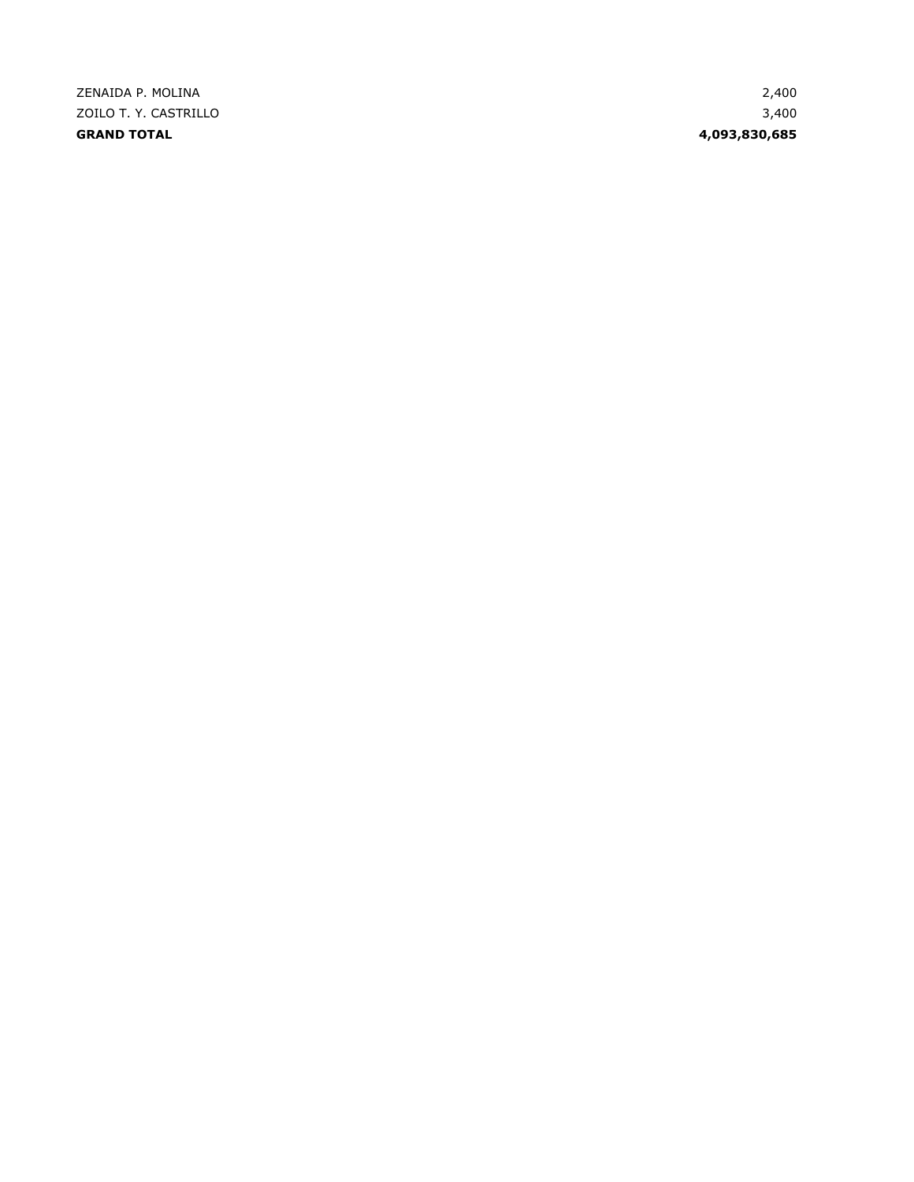| | |
|---|---|
| ZENAIDA P. MOLINA | 2,400 |
| ZOILO T. Y. CASTRILLO | 3,400 |
| **GRAND TOTAL** | **4,093,830,685** |